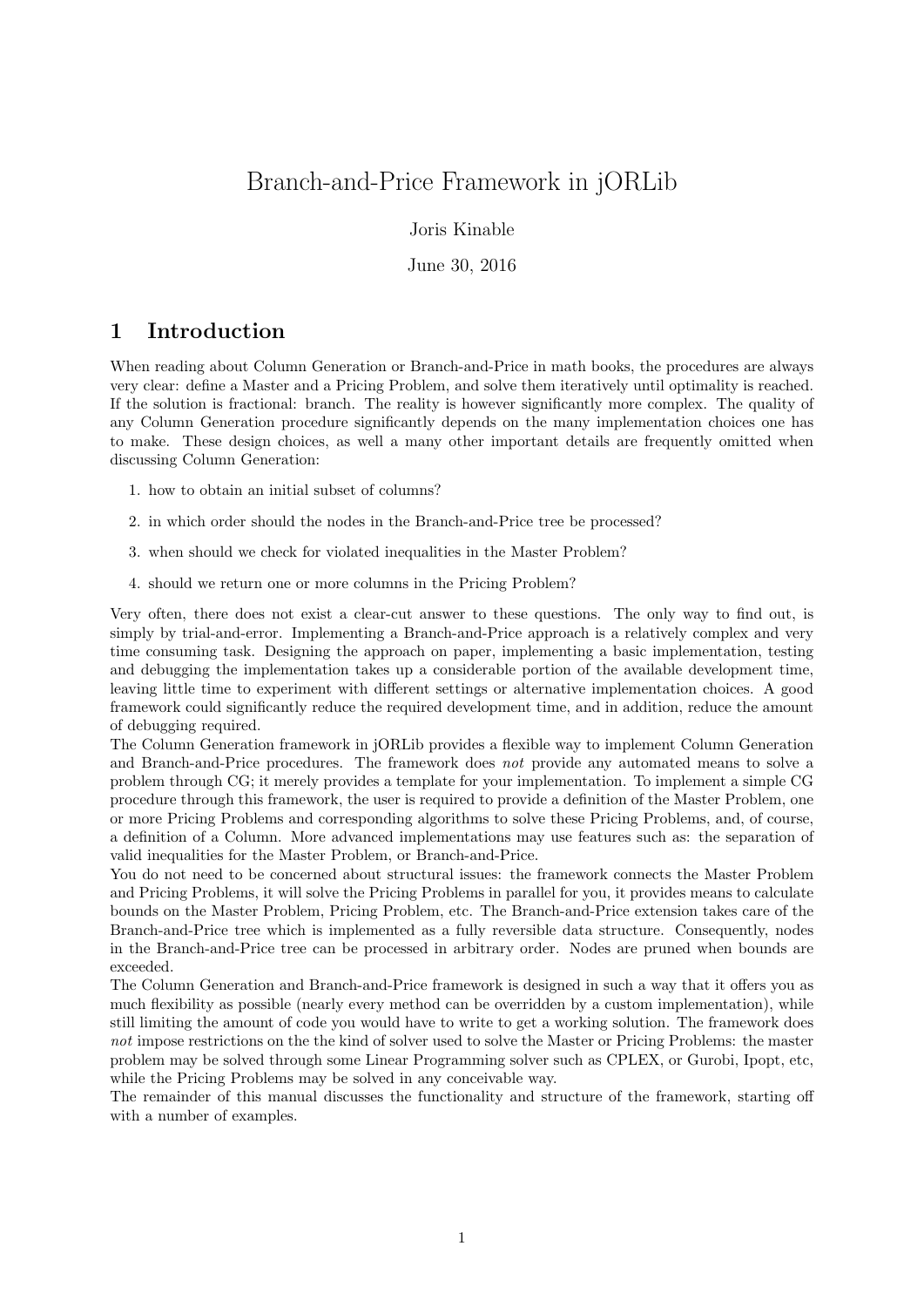# Branch-and-Price Framework in jORLib

Joris Kinable

June 30, 2016

## 1 Introduction

When reading about Column Generation or Branch-and-Price in math books, the procedures are always very clear: define a Master and a Pricing Problem, and solve them iteratively until optimality is reached. If the solution is fractional: branch. The reality is however significantly more complex. The quality of any Column Generation procedure significantly depends on the many implementation choices one has to make. These design choices, as well a many other important details are frequently omitted when discussing Column Generation:

1. how to obtain an initial subset of columns?
2. in which order should the nodes in the Branch-and-Price tree be processed?
3. when should we check for violated inequalities in the Master Problem?
4. should we return one or more columns in the Pricing Problem?

Very often, there does not exist a clear-cut answer to these questions. The only way to find out, is simply by trial-and-error. Implementing a Branch-and-Price approach is a relatively complex and very time consuming task. Designing the approach on paper, implementing a basic implementation, testing and debugging the implementation takes up a considerable portion of the available development time, leaving little time to experiment with different settings or alternative implementation choices. A good framework could significantly reduce the required development time, and in addition, reduce the amount of debugging required.

The Column Generation framework in jORLib provides a flexible way to implement Column Generation and Branch-and-Price procedures. The framework does *not* provide any automated means to solve a problem through CG; it merely provides a template for your implementation. To implement a simple CG procedure through this framework, the user is required to provide a definition of the Master Problem, one or more Pricing Problems and corresponding algorithms to solve these Pricing Problems, and, of course, a definition of a Column. More advanced implementations may use features such as: the separation of valid inequalities for the Master Problem, or Branch-and-Price.

You do not need to be concerned about structural issues: the framework connects the Master Problem and Pricing Problems, it will solve the Pricing Problems in parallel for you, it provides means to calculate bounds on the Master Problem, Pricing Problem, etc. The Branch-and-Price extension takes care of the Branch-and-Price tree which is implemented as a fully reversible data structure. Consequently, nodes in the Branch-and-Price tree can be processed in arbitrary order. Nodes are pruned when bounds are exceeded.

The Column Generation and Branch-and-Price framework is designed in such a way that it offers you as much flexibility as possible (nearly every method can be overridden by a custom implementation), while still limiting the amount of code you would have to write to get a working solution. The framework does *not* impose restrictions on the the kind of solver used to solve the Master or Pricing Problems: the master problem may be solved through some Linear Programming solver such as CPLEX, or Gurobi, Ipopt, etc, while the Pricing Problems may be solved in any conceivable way.

The remainder of this manual discusses the functionality and structure of the framework, starting off with a number of examples.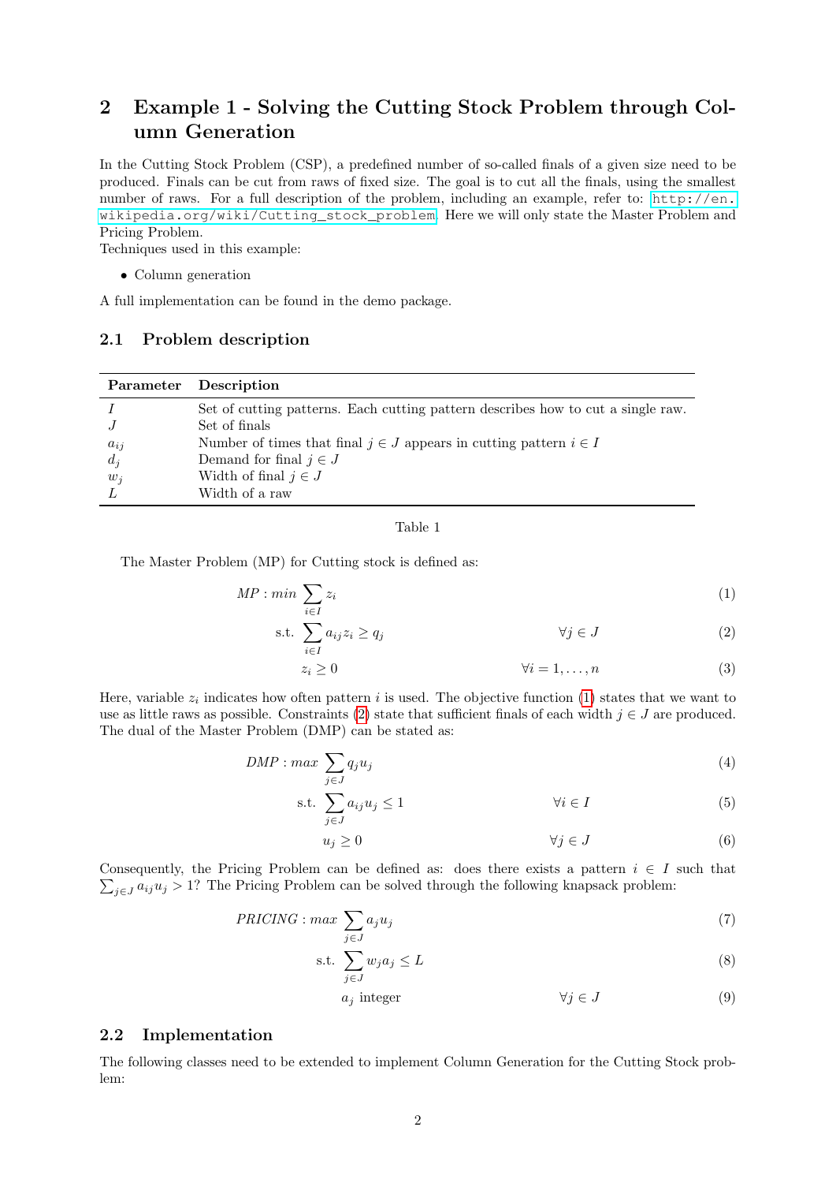## 2 Example 1 - Solving the Cutting Stock Problem through Column Generation

In the Cutting Stock Problem (CSP), a predefined number of so-called finals of a given size need to be produced. Finals can be cut from raws of fixed size. The goal is to cut all the finals, using the smallest number of raws. For a full description of the problem, including an example, refer to: http://en.wikipedia.org/wiki/Cutting_stock_problem. Here we will only state the Master Problem and Pricing Problem.
Techniques used in this example:

- Column generation

A full implementation can be found in the demo package.

### 2.1 Problem description

| Parameter | Description |
|---|---|
| $I$ | Set of cutting patterns. Each cutting pattern describes how to cut a single raw. |
| $J$ | Set of finals |
| $a_{ij}$ | Number of times that final $j \in J$ appears in cutting pattern $i \in I$ |
| $d_j$ | Demand for final $j \in J$ |
| $w_j$ | Width of final $j \in J$ |
| $L$ | Width of a raw |

Table 1

The Master Problem (MP) for Cutting stock is defined as:

$$MP: min \sum_{i \in I} z_i \tag{1}$$

$$\text{s.t.} \sum_{i \in I} a_{ij} z_i \geq q_j \qquad \forall j \in J \tag{2}$$

$$z_i \geq 0 \qquad \forall i = 1, \ldots, n \tag{3}$$

Here, variable $z_i$ indicates how often pattern $i$ is used. The objective function (1) states that we want to use as little raws as possible. Constraints (2) state that sufficient finals of each width $j \in J$ are produced. The dual of the Master Problem (DMP) can be stated as:

$$DMP: max \sum_{j \in J} q_j u_j \tag{4}$$

$$\text{s.t.} \sum_{j \in J} a_{ij} u_j \leq 1 \qquad \forall i \in I \tag{5}$$

$$u_j \geq 0 \qquad \forall j \in J \tag{6}$$

Consequently, the Pricing Problem can be defined as: does there exists a pattern $i \in I$ such that $\sum_{j \in J} a_{ij} u_j > 1$? The Pricing Problem can be solved through the following knapsack problem:

$$PRICING: max \sum_{j \in J} a_j u_j \tag{7}$$

$$\text{s.t.} \sum_{j \in J} w_j a_j \leq L \tag{8}$$

$$a_j \text{ integer} \qquad \forall j \in J \tag{9}$$

### 2.2 Implementation

The following classes need to be extended to implement Column Generation for the Cutting Stock problem: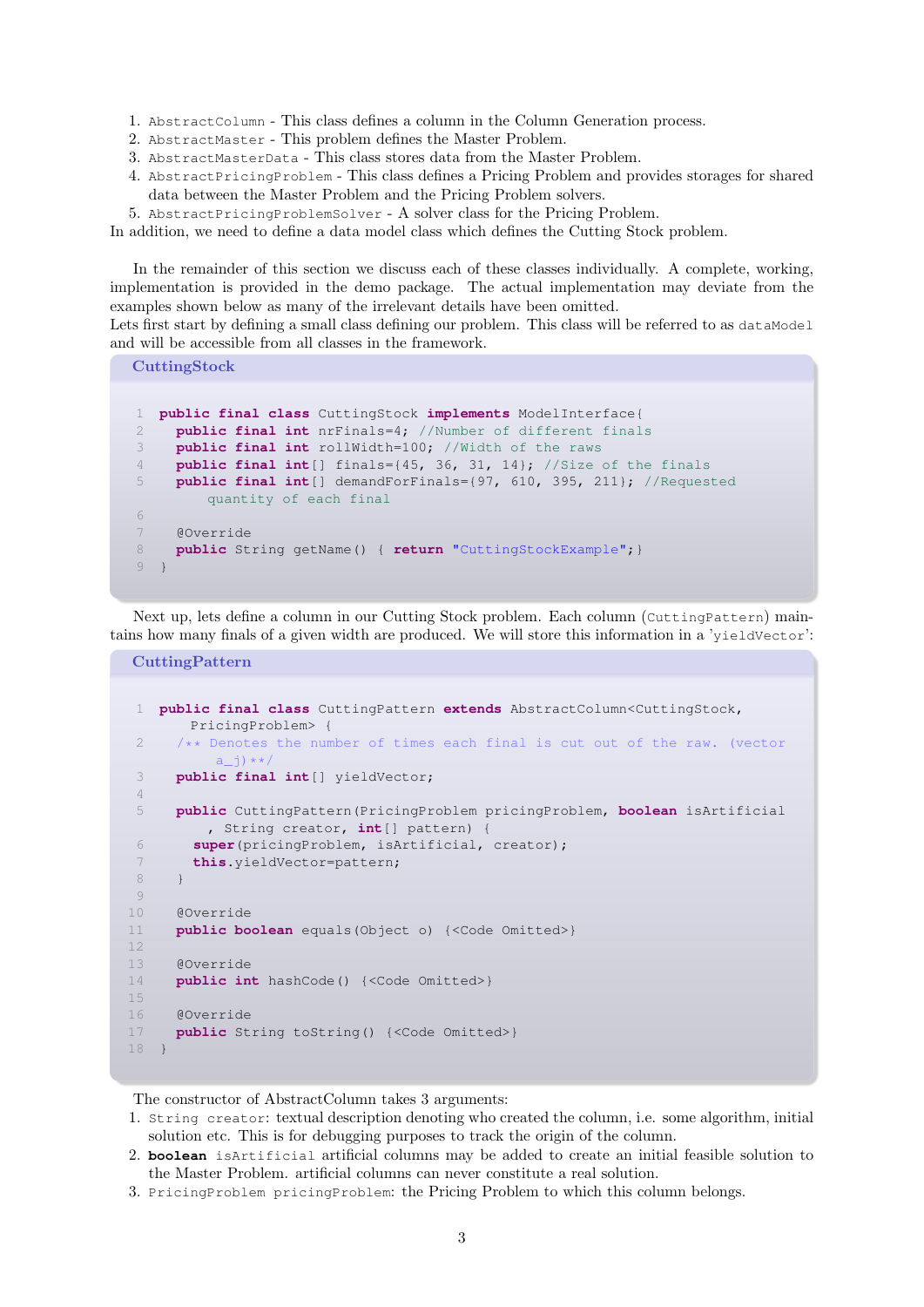1. `AbstractColumn` - This class defines a column in the Column Generation process.
2. `AbstractMaster` - This problem defines the Master Problem.
3. `AbstractMasterData` - This class stores data from the Master Problem.
4. `AbstractPricingProblem` - This class defines a Pricing Problem and provides storages for shared data between the Master Problem and the Pricing Problem solvers.
5. `AbstractPricingProblemSolver` - A solver class for the Pricing Problem.

In addition, we need to define a data model class which defines the Cutting Stock problem.

In the remainder of this section we discuss each of these classes individually. A complete, working, implementation is provided in the demo package. The actual implementation may deviate from the examples shown below as many of the irrelevant details have been omitted.

Lets first start by defining a small class defining our problem. This class will be referred to as `dataModel` and will be accessible from all classes in the framework.

**CuttingStock**

```java
public final class CuttingStock implements ModelInterface{
  public final int nrFinals=4; //Number of different finals
  public final int rollWidth=100; //Width of the raws
  public final int[] finals={45, 36, 31, 14}; //Size of the finals
  public final int[] demandForFinals={97, 610, 395, 211}; //Requested quantity of each final

  @Override
  public String getName() { return "CuttingStockExample";}
}
```

Next up, lets define a column in our Cutting Stock problem. Each column (`CuttingPattern`) maintains how many finals of a given width are produced. We will store this information in a '`yieldVector`':

**CuttingPattern**

```java
public final class CuttingPattern extends AbstractColumn<CuttingStock, PricingProblem> {
  /** Denotes the number of times each final is cut out of the raw. (vector a_j)**/
  public final int[] yieldVector;

  public CuttingPattern(PricingProblem pricingProblem, boolean isArtificial, String creator, int[] pattern) {
    super(pricingProblem, isArtificial, creator);
    this.yieldVector=pattern;
  }

  @Override
  public boolean equals(Object o) {<Code Omitted>}

  @Override
  public int hashCode() {<Code Omitted>}

  @Override
  public String toString() {<Code Omitted>}
}
```

The constructor of AbstractColumn takes 3 arguments:

1. `String creator`: textual description denoting who created the column, i.e. some algorithm, initial solution etc. This is for debugging purposes to track the origin of the column.
2. **`boolean`** `isArtificial` artificial columns may be added to create an initial feasible solution to the Master Problem. artificial columns can never constitute a real solution.
3. `PricingProblem pricingProblem`: the Pricing Problem to which this column belongs.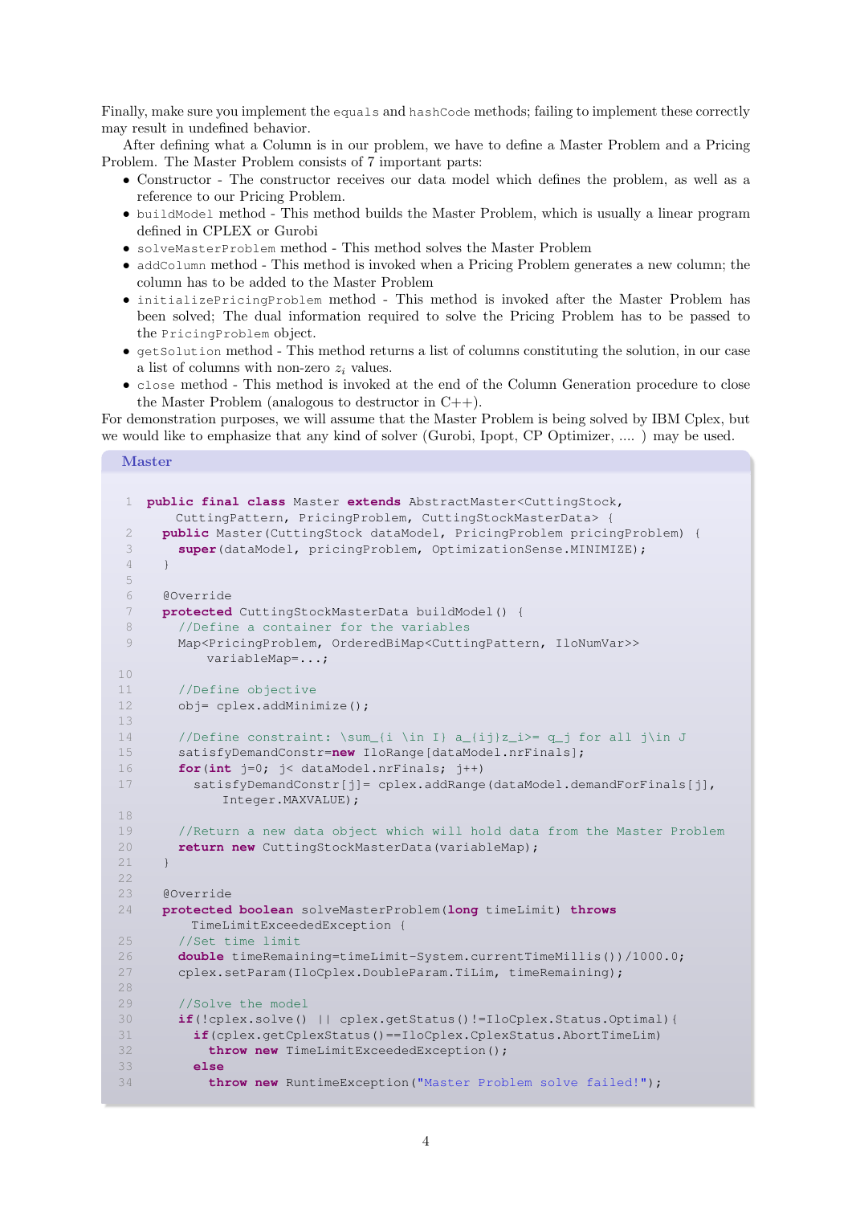Finally, make sure you implement the `equals` and `hashCode` methods; failing to implement these correctly may result in undefined behavior.

After defining what a Column is in our problem, we have to define a Master Problem and a Pricing Problem. The Master Problem consists of 7 important parts:

- Constructor - The constructor receives our data model which defines the problem, as well as a reference to our Pricing Problem.
- `buildModel` method - This method builds the Master Problem, which is usually a linear program defined in CPLEX or Gurobi
- `solveMasterProblem` method - This method solves the Master Problem
- `addColumn` method - This method is invoked when a Pricing Problem generates a new column; the column has to be added to the Master Problem
- `initializePricingProblem` method - This method is invoked after the Master Problem has been solved; The dual information required to solve the Pricing Problem has to be passed to the `PricingProblem` object.
- `getSolution` method - This method returns a list of columns constituting the solution, in our case a list of columns with non-zero $z_i$ values.
- `close` method - This method is invoked at the end of the Column Generation procedure to close the Master Problem (analogous to destructor in C++).

For demonstration purposes, we will assume that the Master Problem is being solved by IBM Cplex, but we would like to emphasize that any kind of solver (Gurobi, Ipopt, CP Optimizer, .... ) may be used.

**Master**

```java
public final class Master extends AbstractMaster<CuttingStock,
    CuttingPattern, PricingProblem, CuttingStockMasterData> {
  public Master(CuttingStock dataModel, PricingProblem pricingProblem) {
    super(dataModel, pricingProblem, OptimizationSense.MINIMIZE);
  }

  @Override
  protected CuttingStockMasterData buildModel() {
    //Define a container for the variables
    Map<PricingProblem, OrderedBiMap<CuttingPattern, IloNumVar>>
        variableMap=...;

    //Define objective
    obj= cplex.addMinimize();

    //Define constraint: \sum_{i \in I} a_{ij}z_i>= q_j for all j\in J
    satisfyDemandConstr=new IloRange[dataModel.nrFinals];
    for(int j=0; j< dataModel.nrFinals; j++)
      satisfyDemandConstr[j]= cplex.addRange(dataModel.demandForFinals[j],
          Integer.MAXVALUE);

    //Return a new data object which will hold data from the Master Problem
    return new CuttingStockMasterData(variableMap);
  }

  @Override
  protected boolean solveMasterProblem(long timeLimit) throws
      TimeLimitExceededException {
    //Set time limit
    double timeRemaining=timeLimit-System.currentTimeMillis())/1000.0;
    cplex.setParam(IloCplex.DoubleParam.TiLim, timeRemaining);

    //Solve the model
    if(!cplex.solve() || cplex.getStatus()!=IloCplex.Status.Optimal){
      if(cplex.getCplexStatus()==IloCplex.CplexStatus.AbortTimeLim)
        throw new TimeLimitExceededException();
      else
        throw new RuntimeException("Master Problem solve failed!");
```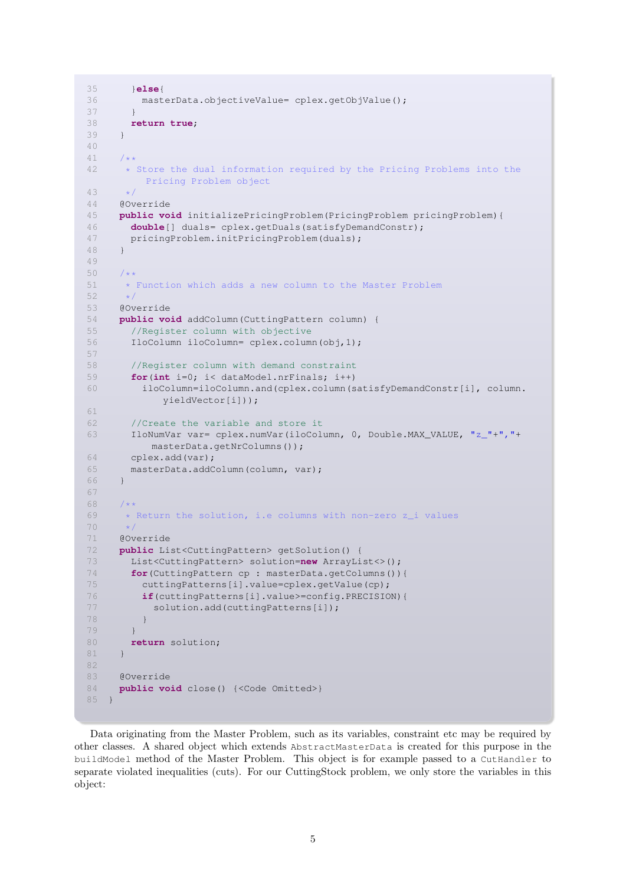```java
    }else{
      masterData.objectiveValue= cplex.getObjValue();
    }
    return true;
  }

  /**
   * Store the dual information required by the Pricing Problems into the
       Pricing Problem object
   */
  @Override
  public void initializePricingProblem(PricingProblem pricingProblem){
    double[] duals= cplex.getDuals(satisfyDemandConstr);
    pricingProblem.initPricingProblem(duals);
  }

  /**
   * Function which adds a new column to the Master Problem
   */
  @Override
  public void addColumn(CuttingPattern column) {
    //Register column with objective
    IloColumn iloColumn= cplex.column(obj,1);

    //Register column with demand constraint
    for(int i=0; i< dataModel.nrFinals; i++)
      iloColumn=iloColumn.and(cplex.column(satisfyDemandConstr[i], column.
          yieldVector[i]));

    //Create the variable and store it
    IloNumVar var= cplex.numVar(iloColumn, 0, Double.MAX_VALUE, "z_"+","+
        masterData.getNrColumns());
    cplex.add(var);
    masterData.addColumn(column, var);
  }

  /**
   * Return the solution, i.e columns with non-zero z_i values
   */
  @Override
  public List<CuttingPattern> getSolution() {
    List<CuttingPattern> solution=new ArrayList<>();
    for(CuttingPattern cp : masterData.getColumns()){
      cuttingPatterns[i].value=cplex.getValue(cp);
      if(cuttingPatterns[i].value>=config.PRECISION){
        solution.add(cuttingPatterns[i]);
      }
    }
    return solution;
  }

  @Override
  public void close() {<Code Omitted>}
}
```

Data originating from the Master Problem, such as its variables, constraint etc may be required by other classes. A shared object which extends `AbstractMasterData` is created for this purpose in the `buildModel` method of the Master Problem. This object is for example passed to a `CutHandler` to separate violated inequalities (cuts). For our CuttingStock problem, we only store the variables in this object: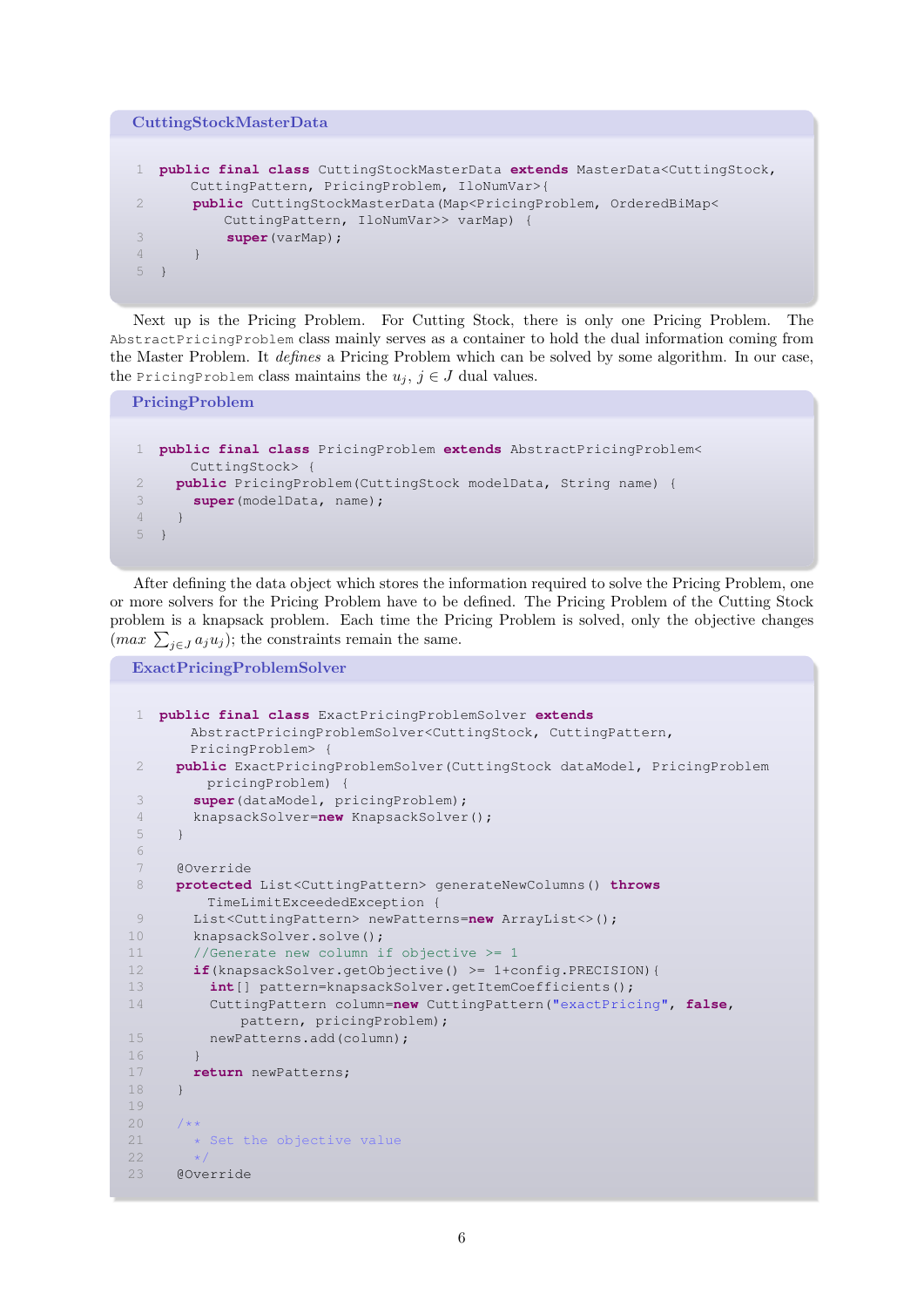**CuttingStockMasterData**

```
public final class CuttingStockMasterData extends MasterData<CuttingStock,
    CuttingPattern, PricingProblem, IloNumVar>{
     public CuttingStockMasterData(Map<PricingProblem, OrderedBiMap<
         CuttingPattern, IloNumVar>> varMap) {
         super(varMap);
     }
}
```

Next up is the Pricing Problem. For Cutting Stock, there is only one Pricing Problem. The `AbstractPricingProblem` class mainly serves as a container to hold the dual information coming from the Master Problem. It *defines* a Pricing Problem which can be solved by some algorithm. In our case, the `PricingProblem` class maintains the $u_j$, $j \in J$ dual values.

**PricingProblem**

```
public final class PricingProblem extends AbstractPricingProblem<
    CuttingStock> {
  public PricingProblem(CuttingStock modelData, String name) {
    super(modelData, name);
  }
}
```

After defining the data object which stores the information required to solve the Pricing Problem, one or more solvers for the Pricing Problem have to be defined. The Pricing Problem of the Cutting Stock problem is a knapsack problem. Each time the Pricing Problem is solved, only the objective changes ($max\ \sum_{j \in J} a_j u_j$); the constraints remain the same.

**ExactPricingProblemSolver**

```
public final class ExactPricingProblemSolver extends
    AbstractPricingProblemSolver<CuttingStock, CuttingPattern,
    PricingProblem> {
  public ExactPricingProblemSolver(CuttingStock dataModel, PricingProblem
      pricingProblem) {
    super(dataModel, pricingProblem);
    knapsackSolver=new KnapsackSolver();
  }

  @Override
  protected List<CuttingPattern> generateNewColumns() throws
      TimeLimitExceededException {
    List<CuttingPattern> newPatterns=new ArrayList<>();
    knapsackSolver.solve();
    //Generate new column if objective >= 1
    if(knapsackSolver.getObjective() >= 1+config.PRECISION){
      int[] pattern=knapsackSolver.getItemCoefficients();
      CuttingPattern column=new CuttingPattern("exactPricing", false,
          pattern, pricingProblem);
      newPatterns.add(column);
    }
    return newPatterns;
  }

  /**
    * Set the objective value
    */
  @Override
```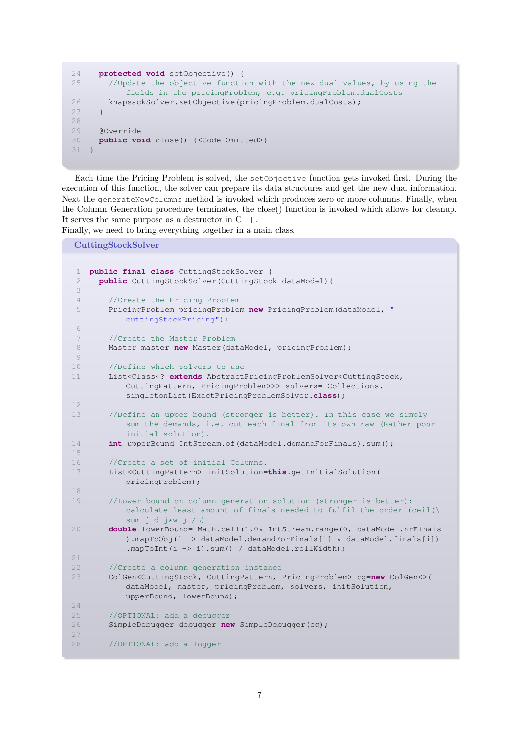```java
	protected void setObjective() {
		//Update the objective function with the new dual values, by using the fields in the pricingProblem, e.g. pricingProblem.dualCosts
		knapsackSolver.setObjective(pricingProblem.dualCosts);
	}

	@Override
	public void close() {<Code Omitted>}
}
```

Each time the Pricing Problem is solved, the `setObjective` function gets invoked first. During the execution of this function, the solver can prepare its data structures and get the new dual information. Next the `generateNewColumns` method is invoked which produces zero or more columns. Finally, when the Column Generation procedure terminates, the close() function is invoked which allows for cleanup. It serves the same purpose as a destructor in C++.
Finally, we need to bring everything together in a main class.

**CuttingStockSolver**

```java
public final class CuttingStockSolver {
	public CuttingStockSolver(CuttingStock dataModel){

		//Create the Pricing Problem
		PricingProblem pricingProblem=new PricingProblem(dataModel, "cuttingStockPricing");

		//Create the Master Problem
		Master master=new Master(dataModel, pricingProblem);

		//Define which solvers to use
		List<Class<? extends AbstractPricingProblemSolver<CuttingStock, CuttingPattern, PricingProblem>>> solvers= Collections.singletonList(ExactPricingProblemSolver.class);

		//Define an upper bound (stronger is better). In this case we simply sum the demands, i.e. cut each final from its own raw (Rather poor initial solution).
		int upperBound=IntStream.of(dataModel.demandForFinals).sum();

		//Create a set of initial Columns.
		List<CuttingPattern> initSolution=this.getInitialSolution(pricingProblem);

		//Lower bound on column generation solution (stronger is better): calculate least amount of finals needed to fulfil the order (ceil(\sum_j d_j*w_j /L)
		double lowerBound= Math.ceil(1.0* IntStream.range(0, dataModel.nrFinals).mapToObj(i -> dataModel.demandForFinals[i] * dataModel.finals[i]).mapToInt(i -> i).sum() / dataModel.rollWidth);

		//Create a column generation instance
		ColGen<CuttingStock, CuttingPattern, PricingProblem> cg=new ColGen<>(dataModel, master, pricingProblem, solvers, initSolution, upperBound, lowerBound);

		//OPTIONAL: add a debugger
		SimpleDebugger debugger=new SimpleDebugger(cg);

		//OPTIONAL: add a logger
```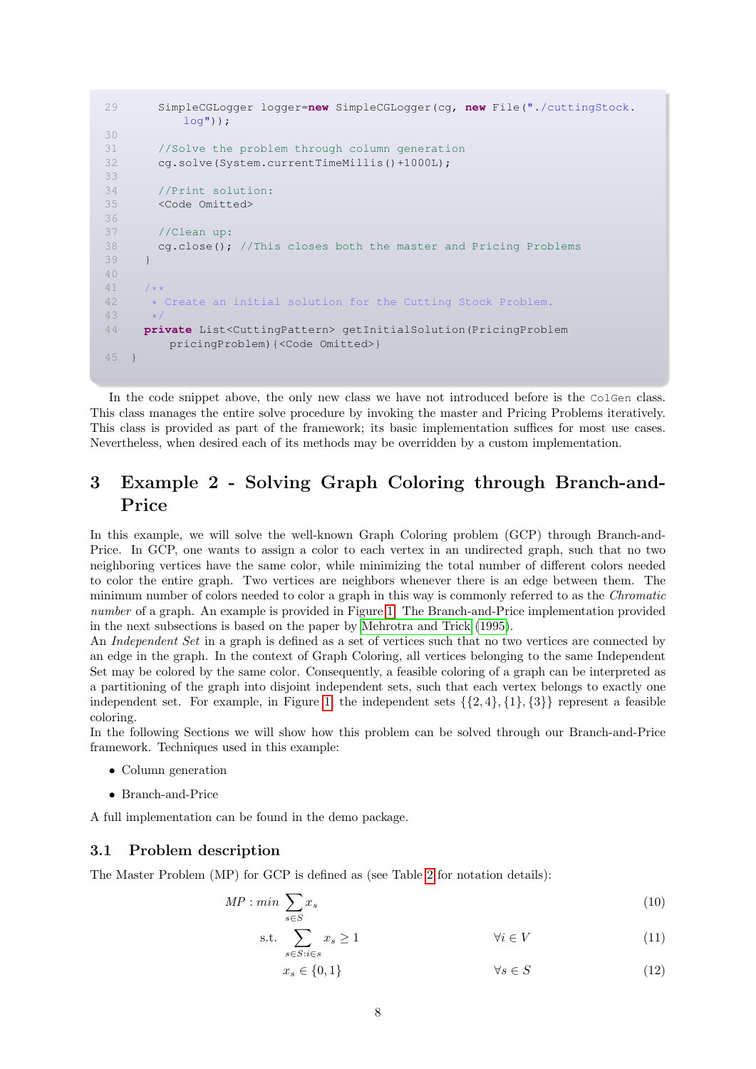```
29      SimpleCGLogger logger=new SimpleCGLogger(cg, new File("./cuttingStock.
            log"));
30
31      //Solve the problem through column generation
32      cg.solve(System.currentTimeMillis()+1000L);
33
34      //Print solution:
35      <Code Omitted>
36
37      //Clean up:
38      cg.close(); //This closes both the master and Pricing Problems
39    }
40
41    /**
42     * Create an initial solution for the Cutting Stock Problem.
43     */
44    private List<CuttingPattern> getInitialSolution(PricingProblem
          pricingProblem){<Code Omitted>}
45  }
```

In the code snippet above, the only new class we have not introduced before is the `ColGen` class. This class manages the entire solve procedure by invoking the master and Pricing Problems iteratively. This class is provided as part of the framework; its basic implementation suffices for most use cases. Nevertheless, when desired each of its methods may be overridden by a custom implementation.

# 3 Example 2 - Solving Graph Coloring through Branch-and-Price

In this example, we will solve the well-known Graph Coloring problem (GCP) through Branch-and-Price. In GCP, one wants to assign a color to each vertex in an undirected graph, such that no two neighboring vertices have the same color, while minimizing the total number of different colors needed to color the entire graph. Two vertices are neighbors whenever there is an edge between them. The minimum number of colors needed to color a graph in this way is commonly referred to as the *Chromatic number* of a graph. An example is provided in Figure 1. The Branch-and-Price implementation provided in the next subsections is based on the paper by Mehrotra and Trick (1995).
An *Independent Set* in a graph is defined as a set of vertices such that no two vertices are connected by an edge in the graph. In the context of Graph Coloring, all vertices belonging to the same Independent Set may be colored by the same color. Consequently, a feasible coloring of a graph can be interpreted as a partitioning of the graph into disjoint independent sets, such that each vertex belongs to exactly one independent set. For example, in Figure 1, the independent sets $\{\{2,4\},\{1\},\{3\}\}$ represent a feasible coloring.
In the following Sections we will show how this problem can be solved through our Branch-and-Price framework. Techniques used in this example:

- Column generation
- Branch-and-Price

A full implementation can be found in the demo package.

## 3.1 Problem description

The Master Problem (MP) for GCP is defined as (see Table 2 for notation details):

$$MP: min \sum_{s\in S} x_s \tag{10}$$

$$\text{s.t.} \sum_{s\in S: i\in s} x_s \geq 1 \qquad \forall i \in V \tag{11}$$

$$x_s \in \{0,1\} \qquad \forall s \in S \tag{12}$$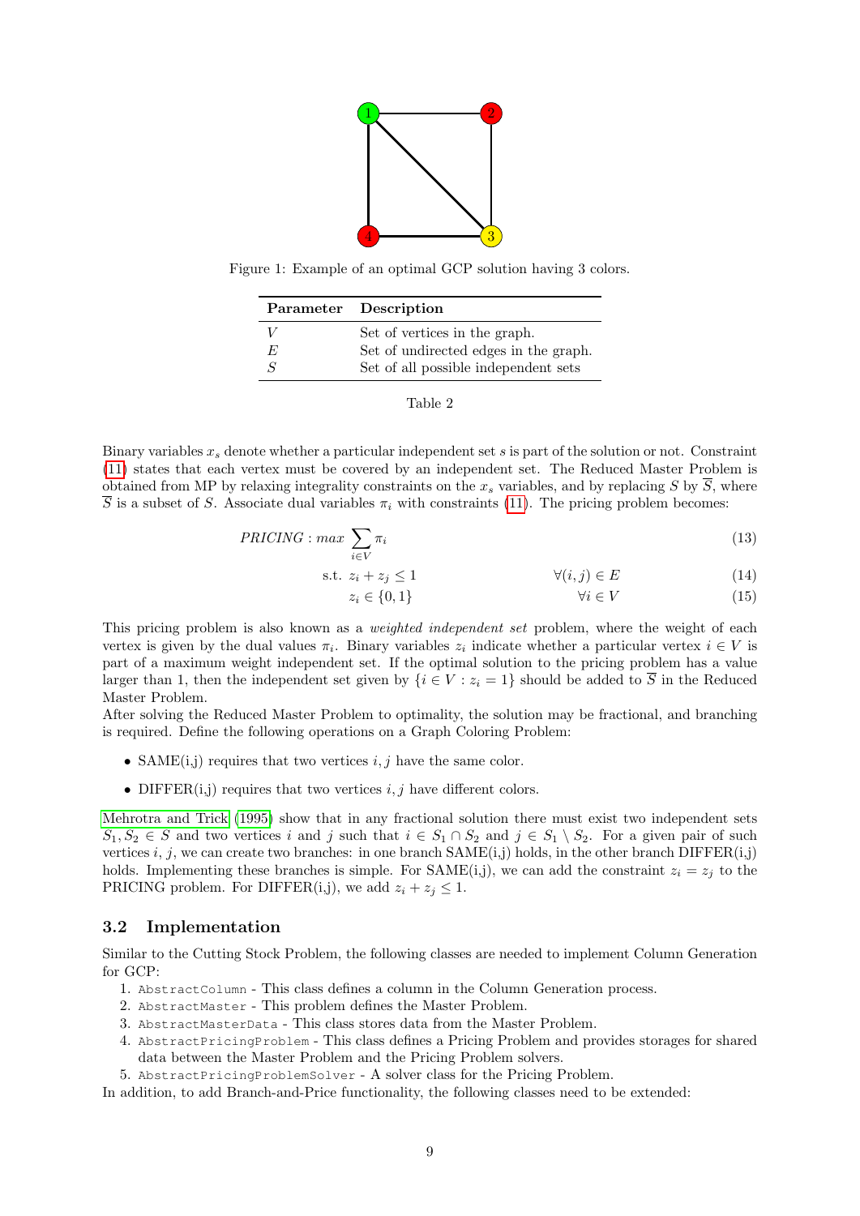Figure 1: Example of an optimal GCP solution having 3 colors.

| Parameter | Description |
|---|---|
| $V$ | Set of vertices in the graph. |
| $E$ | Set of undirected edges in the graph. |
| $S$ | Set of all possible independent sets |

Table 2

Binary variables $x_s$ denote whether a particular independent set $s$ is part of the solution or not. Constraint (11) states that each vertex must be covered by an independent set. The Reduced Master Problem is obtained from MP by relaxing integrality constraints on the $x_s$ variables, and by replacing $S$ by $\overline{S}$, where $\overline{S}$ is a subset of $S$. Associate dual variables $\pi_i$ with constraints (11). The pricing problem becomes:

$$PRICING : max \sum_{i \in V} \pi_i \tag{13}$$

$$\text{s.t. } z_i + z_j \leq 1 \qquad \forall (i,j) \in E \tag{14}$$

$$z_i \in \{0,1\} \qquad \forall i \in V \tag{15}$$

This pricing problem is also known as a *weighted independent set* problem, where the weight of each vertex is given by the dual values $\pi_i$. Binary variables $z_i$ indicate whether a particular vertex $i \in V$ is part of a maximum weight independent set. If the optimal solution to the pricing problem has a value larger than 1, then the independent set given by $\{i \in V : z_i = 1\}$ should be added to $\overline{S}$ in the Reduced Master Problem.
After solving the Reduced Master Problem to optimality, the solution may be fractional, and branching is required. Define the following operations on a Graph Coloring Problem:

- SAME(i,j) requires that two vertices $i, j$ have the same color.
- DIFFER(i,j) requires that two vertices $i, j$ have different colors.

Mehrotra and Trick (1995) show that in any fractional solution there must exist two independent sets $S_1, S_2 \in S$ and two vertices $i$ and $j$ such that $i \in S_1 \cap S_2$ and $j \in S_1 \setminus S_2$. For a given pair of such vertices $i$, $j$, we can create two branches: in one branch SAME(i,j) holds, in the other branch DIFFER(i,j) holds. Implementing these branches is simple. For SAME(i,j), we can add the constraint $z_i = z_j$ to the PRICING problem. For DIFFER(i,j), we add $z_i + z_j \leq 1$.

### 3.2 Implementation

Similar to the Cutting Stock Problem, the following classes are needed to implement Column Generation for GCP:

1. `AbstractColumn` - This class defines a column in the Column Generation process.
2. `AbstractMaster` - This problem defines the Master Problem.
3. `AbstractMasterData` - This class stores data from the Master Problem.
4. `AbstractPricingProblem` - This class defines a Pricing Problem and provides storages for shared data between the Master Problem and the Pricing Problem solvers.
5. `AbstractPricingProblemSolver` - A solver class for the Pricing Problem.

In addition, to add Branch-and-Price functionality, the following classes need to be extended: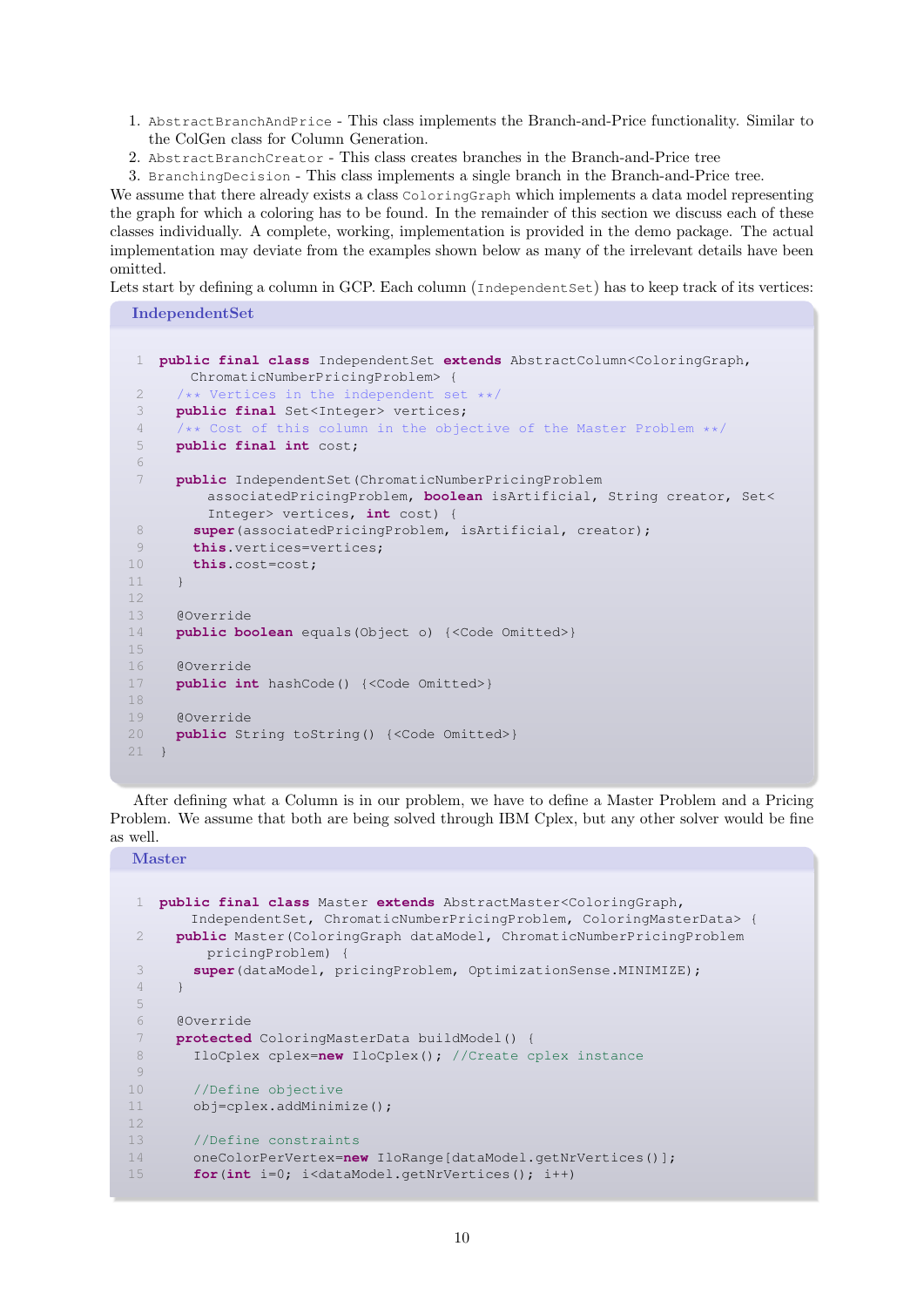1. `AbstractBranchAndPrice` - This class implements the Branch-and-Price functionality. Similar to the ColGen class for Column Generation.
2. `AbstractBranchCreator` - This class creates branches in the Branch-and-Price tree
3. `BranchingDecision` - This class implements a single branch in the Branch-and-Price tree.

We assume that there already exists a class `ColoringGraph` which implements a data model representing the graph for which a coloring has to be found. In the remainder of this section we discuss each of these classes individually. A complete, working, implementation is provided in the demo package. The actual implementation may deviate from the examples shown below as many of the irrelevant details have been omitted.

Lets start by defining a column in GCP. Each column (`IndependentSet`) has to keep track of its vertices:

**IndependentSet**

```java
public final class IndependentSet extends AbstractColumn<ColoringGraph,
    ChromaticNumberPricingProblem> {
  /** Vertices in the independent set **/
  public final Set<Integer> vertices;
  /** Cost of this column in the objective of the Master Problem **/
  public final int cost;

  public IndependentSet(ChromaticNumberPricingProblem
      associatedPricingProblem, boolean isArtificial, String creator, Set<
      Integer> vertices, int cost) {
    super(associatedPricingProblem, isArtificial, creator);
    this.vertices=vertices;
    this.cost=cost;
  }

  @Override
  public boolean equals(Object o) {<Code Omitted>}

  @Override
  public int hashCode() {<Code Omitted>}

  @Override
  public String toString() {<Code Omitted>}
}
```

After defining what a Column is in our problem, we have to define a Master Problem and a Pricing Problem. We assume that both are being solved through IBM Cplex, but any other solver would be fine as well.

**Master**

```java
public final class Master extends AbstractMaster<ColoringGraph,
    IndependentSet, ChromaticNumberPricingProblem, ColoringMasterData> {
  public Master(ColoringGraph dataModel, ChromaticNumberPricingProblem
      pricingProblem) {
    super(dataModel, pricingProblem, OptimizationSense.MINIMIZE);
  }

  @Override
  protected ColoringMasterData buildModel() {
    IloCplex cplex=new IloCplex(); //Create cplex instance

    //Define objective
    obj=cplex.addMinimize();

    //Define constraints
    oneColorPerVertex=new IloRange[dataModel.getNrVertices()];
    for(int i=0; i<dataModel.getNrVertices(); i++)
```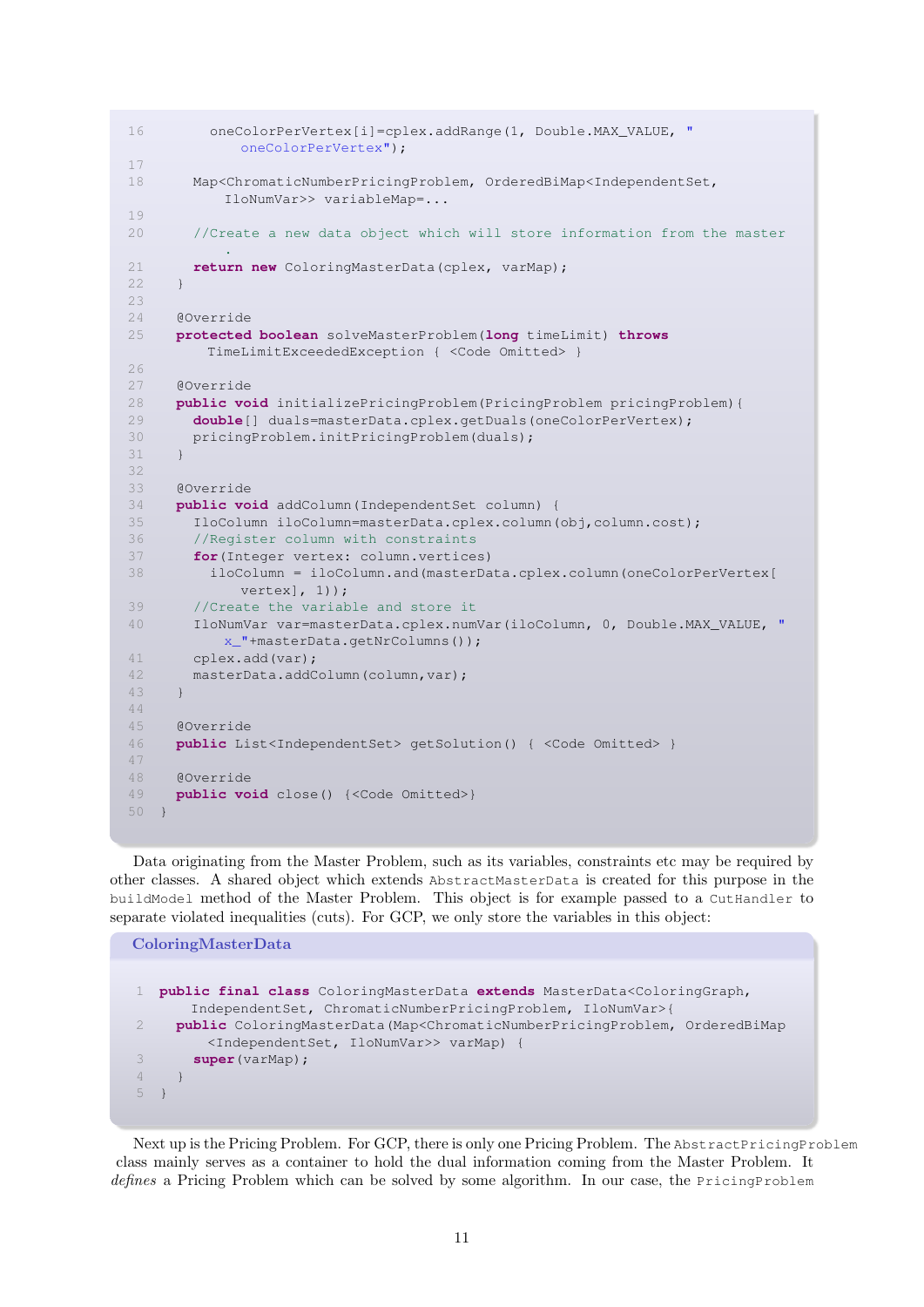```java
      oneColorPerVertex[i]=cplex.addRange(1, Double.MAX_VALUE, "oneColorPerVertex");

    Map<ChromaticNumberPricingProblem, OrderedBiMap<IndependentSet, IloNumVar>> variableMap=...

    //Create a new data object which will store information from the master.
    return new ColoringMasterData(cplex, varMap);
  }

  @Override
  protected boolean solveMasterProblem(long timeLimit) throws TimeLimitExceededException { <Code Omitted> }

  @Override
  public void initializePricingProblem(PricingProblem pricingProblem){
    double[] duals=masterData.cplex.getDuals(oneColorPerVertex);
    pricingProblem.initPricingProblem(duals);
  }

  @Override
  public void addColumn(IndependentSet column) {
    IloColumn iloColumn=masterData.cplex.column(obj,column.cost);
    //Register column with constraints
    for(Integer vertex: column.vertices)
      iloColumn = iloColumn.and(masterData.cplex.column(oneColorPerVertex[vertex], 1));
    //Create the variable and store it
    IloNumVar var=masterData.cplex.numVar(iloColumn, 0, Double.MAX_VALUE, "x_"+masterData.getNrColumns());
    cplex.add(var);
    masterData.addColumn(column,var);
  }

  @Override
  public List<IndependentSet> getSolution() { <Code Omitted> }

  @Override
  public void close() {<Code Omitted>}
}
```

Data originating from the Master Problem, such as its variables, constraints etc may be required by other classes. A shared object which extends `AbstractMasterData` is created for this purpose in the `buildModel` method of the Master Problem. This object is for example passed to a `CutHandler` to separate violated inequalities (cuts). For GCP, we only store the variables in this object:

**ColoringMasterData**

```java
public final class ColoringMasterData extends MasterData<ColoringGraph, IndependentSet, ChromaticNumberPricingProblem, IloNumVar>{
  public ColoringMasterData(Map<ChromaticNumberPricingProblem, OrderedBiMap<IndependentSet, IloNumVar>> varMap) {
    super(varMap);
  }
}
```

Next up is the Pricing Problem. For GCP, there is only one Pricing Problem. The `AbstractPricingProblem` class mainly serves as a container to hold the dual information coming from the Master Problem. It *defines* a Pricing Problem which can be solved by some algorithm. In our case, the `PricingProblem`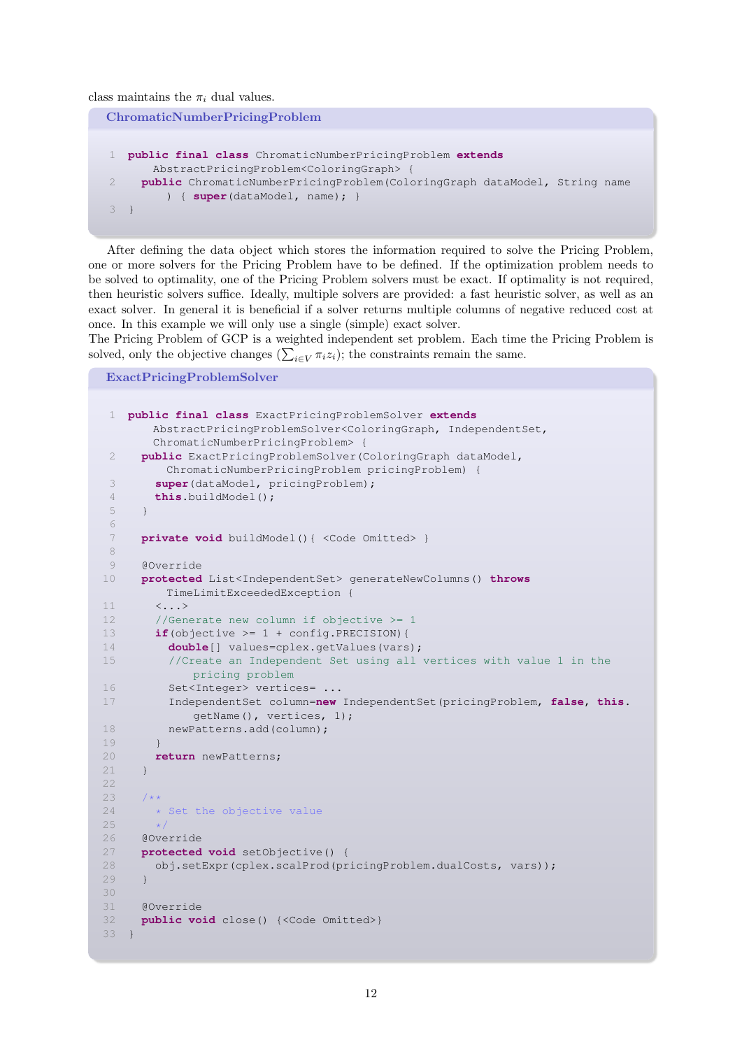class maintains the $\pi_i$ dual values.

**ChromaticNumberPricingProblem**

```
1  public final class ChromaticNumberPricingProblem extends
       AbstractPricingProblem<ColoringGraph> {
2    public ChromaticNumberPricingProblem(ColoringGraph dataModel, String name
         ) { super(dataModel, name); }
3  }
```

After defining the data object which stores the information required to solve the Pricing Problem, one or more solvers for the Pricing Problem have to be defined. If the optimization problem needs to be solved to optimality, one of the Pricing Problem solvers must be exact. If optimality is not required, then heuristic solvers suffice. Ideally, multiple solvers are provided: a fast heuristic solver, as well as an exact solver. In general it is beneficial if a solver returns multiple columns of negative reduced cost at once. In this example we will only use a single (simple) exact solver.

The Pricing Problem of GCP is a weighted independent set problem. Each time the Pricing Problem is solved, only the objective changes ($\sum_{i \in V} \pi_i z_i$); the constraints remain the same.

**ExactPricingProblemSolver**

```
1  public final class ExactPricingProblemSolver extends
       AbstractPricingProblemSolver<ColoringGraph, IndependentSet,
       ChromaticNumberPricingProblem> {
2    public ExactPricingProblemSolver(ColoringGraph dataModel,
         ChromaticNumberPricingProblem pricingProblem) {
3      super(dataModel, pricingProblem);
4      this.buildModel();
5    }
6
7    private void buildModel(){ <Code Omitted> }
8
9    @Override
10   protected List<IndependentSet> generateNewColumns() throws
         TimeLimitExceededException {
11     <...>
12     //Generate new column if objective >= 1
13     if(objective >= 1 + config.PRECISION){
14       double[] values=cplex.getValues(vars);
15       //Create an Independent Set using all vertices with value 1 in the
             pricing problem
16       Set<Integer> vertices= ...
17       IndependentSet column=new IndependentSet(pricingProblem, false, this.
             getName(), vertices, 1);
18       newPatterns.add(column);
19     }
20     return newPatterns;
21   }
22
23   /**
24    * Set the objective value
25    */
26   @Override
27   protected void setObjective() {
28     obj.setExpr(cplex.scalProd(pricingProblem.dualCosts, vars));
29   }
30
31   @Override
32   public void close() {<Code Omitted>}
33 }
```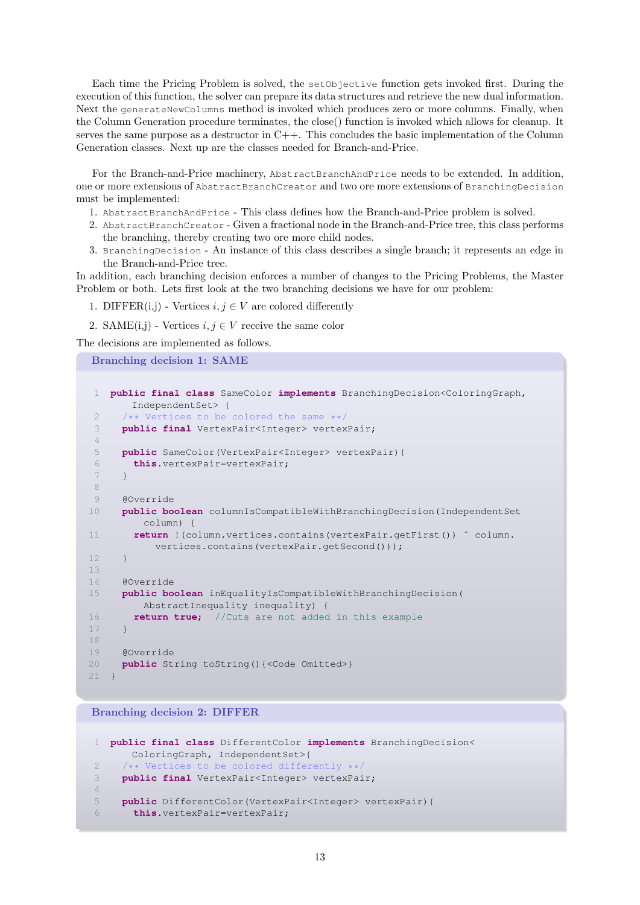Each time the Pricing Problem is solved, the `setObjective` function gets invoked first. During the execution of this function, the solver can prepare its data structures and retrieve the new dual information. Next the `generateNewColumns` method is invoked which produces zero or more columns. Finally, when the Column Generation procedure terminates, the close() function is invoked which allows for cleanup. It serves the same purpose as a destructor in C++. This concludes the basic implementation of the Column Generation classes. Next up are the classes needed for Branch-and-Price.

For the Branch-and-Price machinery, `AbstractBranchAndPrice` needs to be extended. In addition, one or more extensions of `AbstractBranchCreator` and two ore more extensions of `BranchingDecision` must be implemented:

1. `AbstractBranchAndPrice` - This class defines how the Branch-and-Price problem is solved.
2. `AbstractBranchCreator` - Given a fractional node in the Branch-and-Price tree, this class performs the branching, thereby creating two ore more child nodes.
3. `BranchingDecision` - An instance of this class describes a single branch; it represents an edge in the Branch-and-Price tree.

In addition, each branching decision enforces a number of changes to the Pricing Problems, the Master Problem or both. Lets first look at the two branching decisions we have for our problem:

1. DIFFER(i,j) - Vertices $i, j \in V$ are colored differently
2. SAME(i,j) - Vertices $i, j \in V$ receive the same color

The decisions are implemented as follows.

**Branching decision 1: SAME**

```java
public final class SameColor implements BranchingDecision<ColoringGraph,
    IndependentSet> {
  /** Vertices to be colored the same **/
  public final VertexPair<Integer> vertexPair;

  public SameColor(VertexPair<Integer> vertexPair){
    this.vertexPair=vertexPair;
  }

  @Override
  public boolean columnIsCompatibleWithBranchingDecision(IndependentSet
      column) {
    return !(column.vertices.contains(vertexPair.getFirst()) ^ column.
        vertices.contains(vertexPair.getSecond()));
  }

  @Override
  public boolean inEqualityIsCompatibleWithBranchingDecision(
      AbstractInequality inequality) {
    return true;  //Cuts are not added in this example
  }

  @Override
  public String toString(){<Code Omitted>}
}
```

**Branching decision 2: DIFFER**

```java
public final class DifferentColor implements BranchingDecision<
    ColoringGraph, IndependentSet>{
  /** Vertices to be colored differently **/
  public final VertexPair<Integer> vertexPair;

  public DifferentColor(VertexPair<Integer> vertexPair){
    this.vertexPair=vertexPair;
```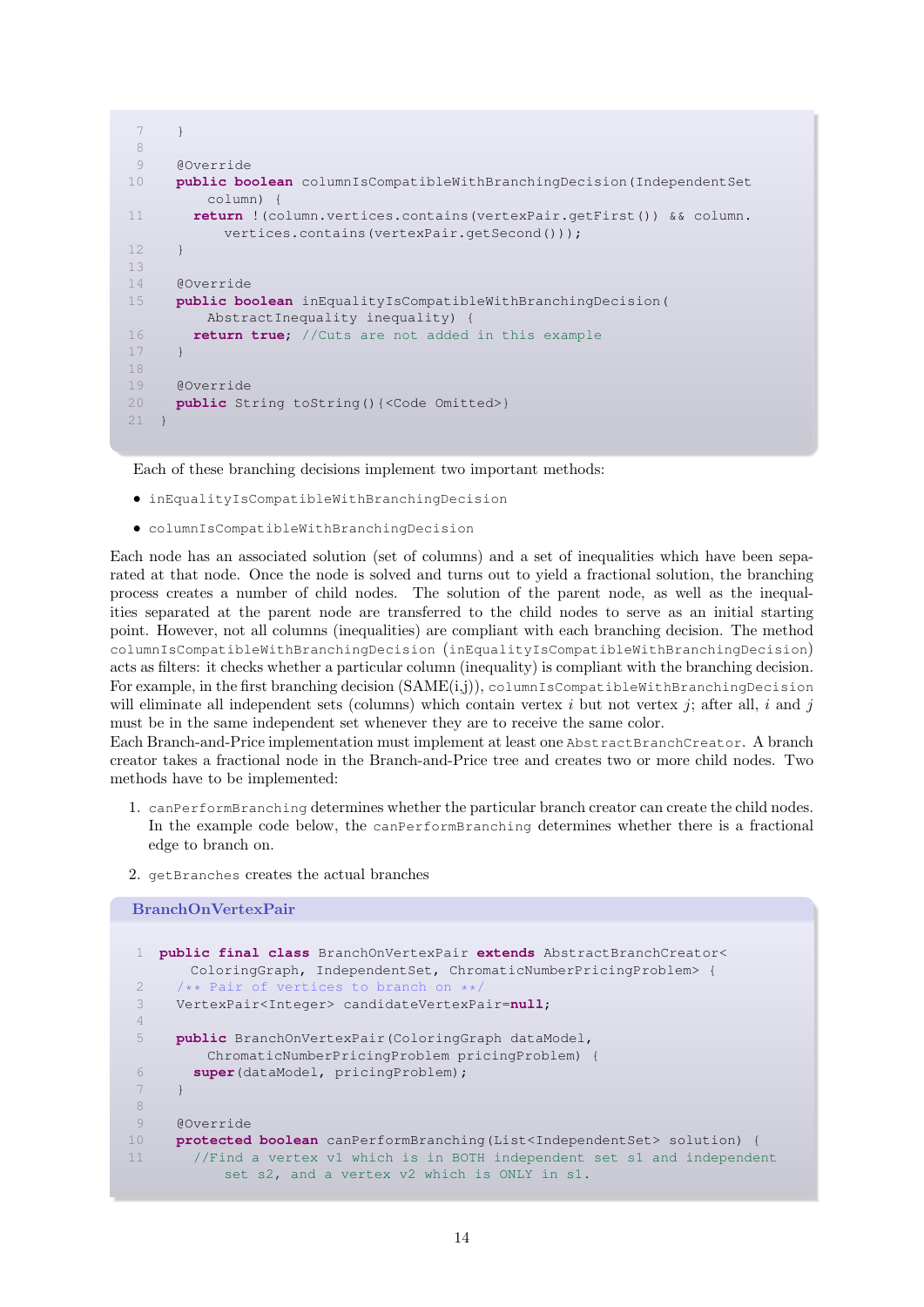```java
	}

	@Override
	public boolean columnIsCompatibleWithBranchingDecision(IndependentSet column) {
		return !(column.vertices.contains(vertexPair.getFirst()) && column.vertices.contains(vertexPair.getSecond()));
	}

	@Override
	public boolean inEqualityIsCompatibleWithBranchingDecision(AbstractInequality inequality) {
		return true; //Cuts are not added in this example
	}

	@Override
	public String toString(){<Code Omitted>}
}
```

Each of these branching decisions implement two important methods:

- inEqualityIsCompatibleWithBranchingDecision
- columnIsCompatibleWithBranchingDecision

Each node has an associated solution (set of columns) and a set of inequalities which have been separated at that node. Once the node is solved and turns out to yield a fractional solution, the branching process creates a number of child nodes. The solution of the parent node, as well as the inequalities separated at the parent node are transferred to the child nodes to serve as an initial starting point. However, not all columns (inequalities) are compliant with each branching decision. The method columnIsCompatibleWithBranchingDecision (inEqualityIsCompatibleWithBranchingDecision) acts as filters: it checks whether a particular column (inequality) is compliant with the branching decision. For example, in the first branching decision (SAME(i,j)), columnIsCompatibleWithBranchingDecision will eliminate all independent sets (columns) which contain vertex $i$ but not vertex $j$; after all, $i$ and $j$ must be in the same independent set whenever they are to receive the same color.
Each Branch-and-Price implementation must implement at least one AbstractBranchCreator. A branch creator takes a fractional node in the Branch-and-Price tree and creates two or more child nodes. Two methods have to be implemented:

1. canPerformBranching determines whether the particular branch creator can create the child nodes. In the example code below, the canPerformBranching determines whether there is a fractional edge to branch on.
2. getBranches creates the actual branches

**BranchOnVertexPair**

```java
public final class BranchOnVertexPair extends AbstractBranchCreator<ColoringGraph, IndependentSet, ChromaticNumberPricingProblem> {
	/** Pair of vertices to branch on **/
	VertexPair<Integer> candidateVertexPair=null;

	public BranchOnVertexPair(ColoringGraph dataModel, ChromaticNumberPricingProblem pricingProblem) {
		super(dataModel, pricingProblem);
	}

	@Override
	protected boolean canPerformBranching(List<IndependentSet> solution) {
		//Find a vertex v1 which is in BOTH independent set s1 and independent set s2, and a vertex v2 which is ONLY in s1.
```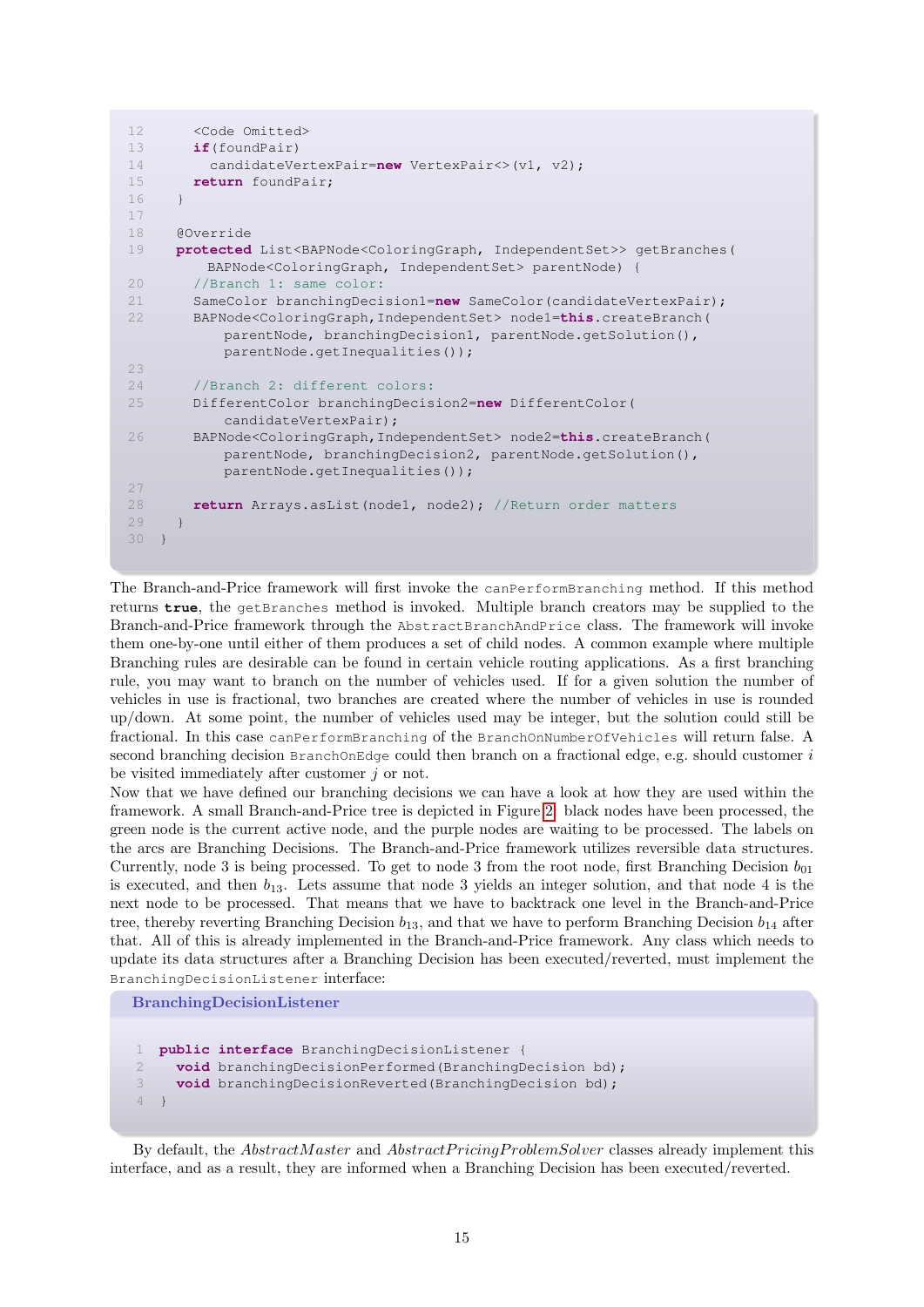```java
    <Code Omitted>
    if(foundPair)
      candidateVertexPair=new VertexPair<>(v1, v2);
    return foundPair;
  }

  @Override
  protected List<BAPNode<ColoringGraph, IndependentSet>> getBranches(
      BAPNode<ColoringGraph, IndependentSet> parentNode) {
    //Branch 1: same color:
    SameColor branchingDecision1=new SameColor(candidateVertexPair);
    BAPNode<ColoringGraph,IndependentSet> node1=this.createBranch(
        parentNode, branchingDecision1, parentNode.getSolution(),
        parentNode.getInequalities());

    //Branch 2: different colors:
    DifferentColor branchingDecision2=new DifferentColor(
        candidateVertexPair);
    BAPNode<ColoringGraph,IndependentSet> node2=this.createBranch(
        parentNode, branchingDecision2, parentNode.getSolution(),
        parentNode.getInequalities());

    return Arrays.asList(node1, node2); //Return order matters
  }
}
```

The Branch-and-Price framework will first invoke the `canPerformBranching` method. If this method returns **true**, the `getBranches` method is invoked. Multiple branch creators may be supplied to the Branch-and-Price framework through the `AbstractBranchAndPrice` class. The framework will invoke them one-by-one until either of them produces a set of child nodes. A common example where multiple Branching rules are desirable can be found in certain vehicle routing applications. As a first branching rule, you may want to branch on the number of vehicles used. If for a given solution the number of vehicles in use is fractional, two branches are created where the number of vehicles in use is rounded up/down. At some point, the number of vehicles used may be integer, but the solution could still be fractional. In this case `canPerformBranching` of the `BranchOnNumberOfVehicles` will return false. A second branching decision `BranchOnEdge` could then branch on a fractional edge, e.g. should customer $i$ be visited immediately after customer $j$ or not.

Now that we have defined our branching decisions we can have a look at how they are used within the framework. A small Branch-and-Price tree is depicted in Figure 2: black nodes have been processed, the green node is the current active node, and the purple nodes are waiting to be processed. The labels on the arcs are Branching Decisions. The Branch-and-Price framework utilizes reversible data structures. Currently, node 3 is being processed. To get to node 3 from the root node, first Branching Decision $b_{01}$ is executed, and then $b_{13}$. Lets assume that node 3 yields an integer solution, and that node 4 is the next node to be processed. That means that we have to backtrack one level in the Branch-and-Price tree, thereby reverting Branching Decision $b_{13}$, and that we have to perform Branching Decision $b_{14}$ after that. All of this is already implemented in the Branch-and-Price framework. Any class which needs to update its data structures after a Branching Decision has been executed/reverted, must implement the `BranchingDecisionListener` interface:

**BranchingDecisionListener**

```java
public interface BranchingDecisionListener {
  void branchingDecisionPerformed(BranchingDecision bd);
  void branchingDecisionReverted(BranchingDecision bd);
}
```

By default, the *AbstractMaster* and *AbstractPricingProblemSolver* classes already implement this interface, and as a result, they are informed when a Branching Decision has been executed/reverted.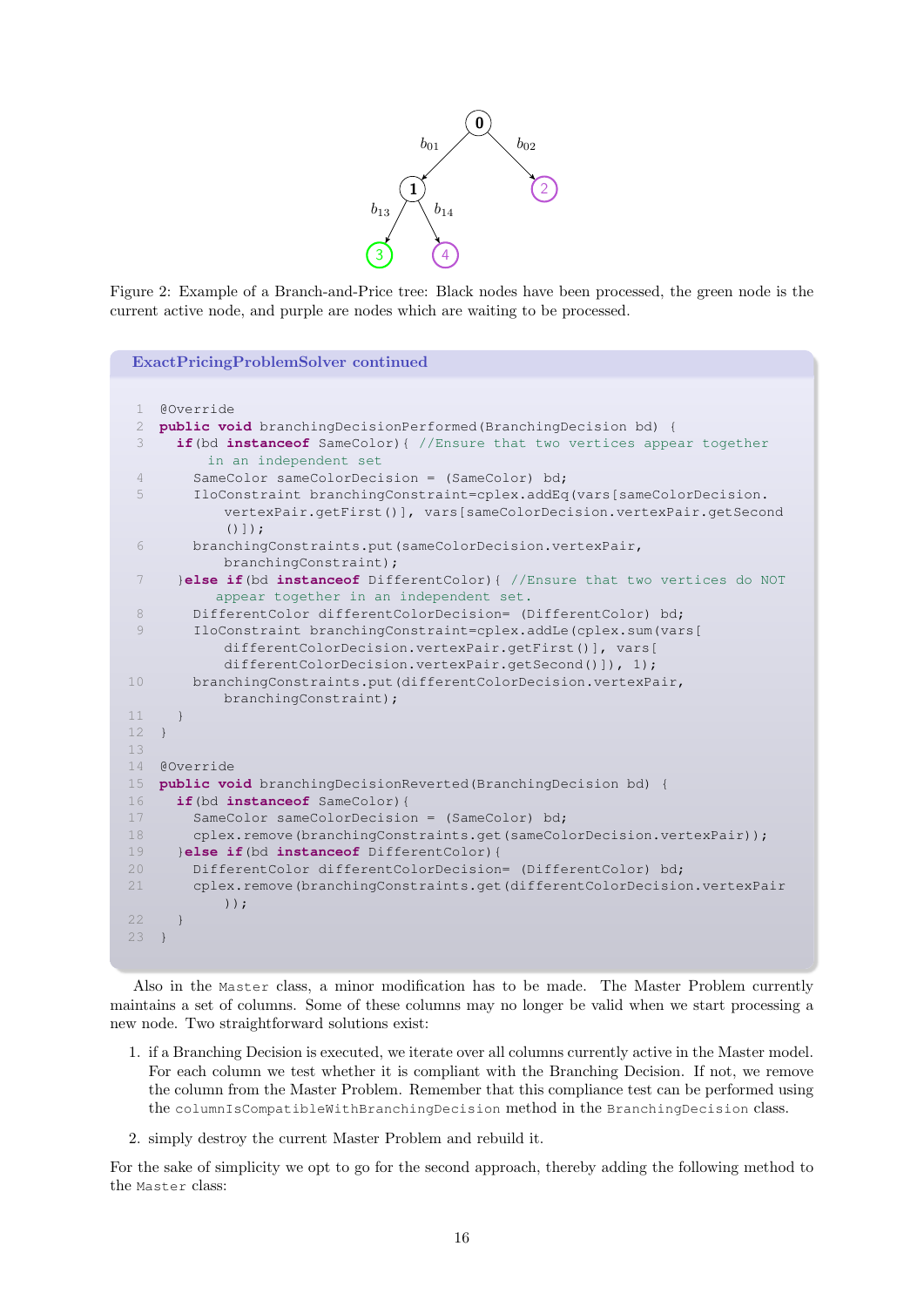Figure 2: Example of a Branch-and-Price tree: Black nodes have been processed, the green node is the current active node, and purple are nodes which are waiting to be processed.

**ExactPricingProblemSolver continued**

```java
@Override
public void branchingDecisionPerformed(BranchingDecision bd) {
  if(bd instanceof SameColor){ //Ensure that two vertices appear together in an independent set
    SameColor sameColorDecision = (SameColor) bd;
    IloConstraint branchingConstraint=cplex.addEq(vars[sameColorDecision.vertexPair.getFirst()], vars[sameColorDecision.vertexPair.getSecond()]);
    branchingConstraints.put(sameColorDecision.vertexPair, branchingConstraint);
  }else if(bd instanceof DifferentColor){ //Ensure that two vertices do NOT appear together in an independent set.
    DifferentColor differentColorDecision= (DifferentColor) bd;
    IloConstraint branchingConstraint=cplex.addLe(cplex.sum(vars[differentColorDecision.vertexPair.getFirst()], vars[differentColorDecision.vertexPair.getSecond()]), 1);
    branchingConstraints.put(differentColorDecision.vertexPair, branchingConstraint);
  }
}

@Override
public void branchingDecisionReverted(BranchingDecision bd) {
  if(bd instanceof SameColor){
    SameColor sameColorDecision = (SameColor) bd;
    cplex.remove(branchingConstraints.get(sameColorDecision.vertexPair));
  }else if(bd instanceof DifferentColor){
    DifferentColor differentColorDecision= (DifferentColor) bd;
    cplex.remove(branchingConstraints.get(differentColorDecision.vertexPair));
  }
}
```

Also in the `Master` class, a minor modification has to be made. The Master Problem currently maintains a set of columns. Some of these columns may no longer be valid when we start processing a new node. Two straightforward solutions exist:

1. if a Branching Decision is executed, we iterate over all columns currently active in the Master model. For each column we test whether it is compliant with the Branching Decision. If not, we remove the column from the Master Problem. Remember that this compliance test can be performed using the `columnIsCompatibleWithBranchingDecision` method in the `BranchingDecision` class.
2. simply destroy the current Master Problem and rebuild it.

For the sake of simplicity we opt to go for the second approach, thereby adding the following method to the `Master` class: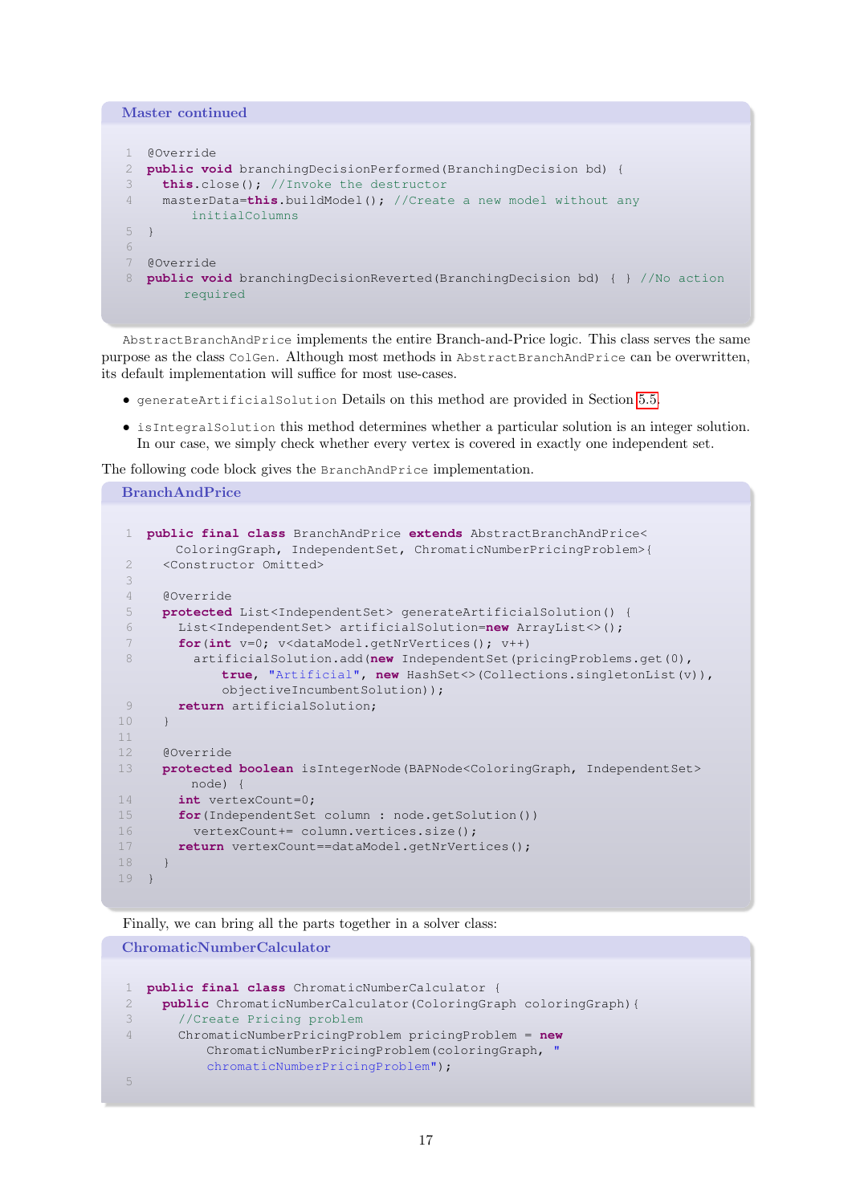**Master continued**

```java
@Override
public void branchingDecisionPerformed(BranchingDecision bd) {
  this.close(); //Invoke the destructor
  masterData=this.buildModel(); //Create a new model without any initialColumns
}

@Override
public void branchingDecisionReverted(BranchingDecision bd) { } //No action required
```

AbstractBranchAndPrice implements the entire Branch-and-Price logic. This class serves the same purpose as the class ColGen. Although most methods in AbstractBranchAndPrice can be overwritten, its default implementation will suffice for most use-cases.

- generateArtificialSolution Details on this method are provided in Section 5.5.
- isIntegralSolution this method determines whether a particular solution is an integer solution. In our case, we simply check whether every vertex is covered in exactly one independent set.

The following code block gives the BranchAndPrice implementation.

**BranchAndPrice**

```java
public final class BranchAndPrice extends AbstractBranchAndPrice<
    ColoringGraph, IndependentSet, ChromaticNumberPricingProblem>{
  <Constructor Omitted>

  @Override
  protected List<IndependentSet> generateArtificialSolution() {
    List<IndependentSet> artificialSolution=new ArrayList<>();
    for(int v=0; v<dataModel.getNrVertices(); v++)
      artificialSolution.add(new IndependentSet(pricingProblems.get(0),
          true, "Artificial", new HashSet<>(Collections.singletonList(v)),
          objectiveIncumbentSolution));
    return artificialSolution;
  }

  @Override
  protected boolean isIntegerNode(BAPNode<ColoringGraph, IndependentSet>
      node) {
    int vertexCount=0;
    for(IndependentSet column : node.getSolution())
      vertexCount+= column.vertices.size();
    return vertexCount==dataModel.getNrVertices();
  }
}
```

Finally, we can bring all the parts together in a solver class:

**ChromaticNumberCalculator**

```java
public final class ChromaticNumberCalculator {
  public ChromaticNumberCalculator(ColoringGraph coloringGraph){
    //Create Pricing problem
    ChromaticNumberPricingProblem pricingProblem = new
        ChromaticNumberPricingProblem(coloringGraph, "
        chromaticNumberPricingProblem");

```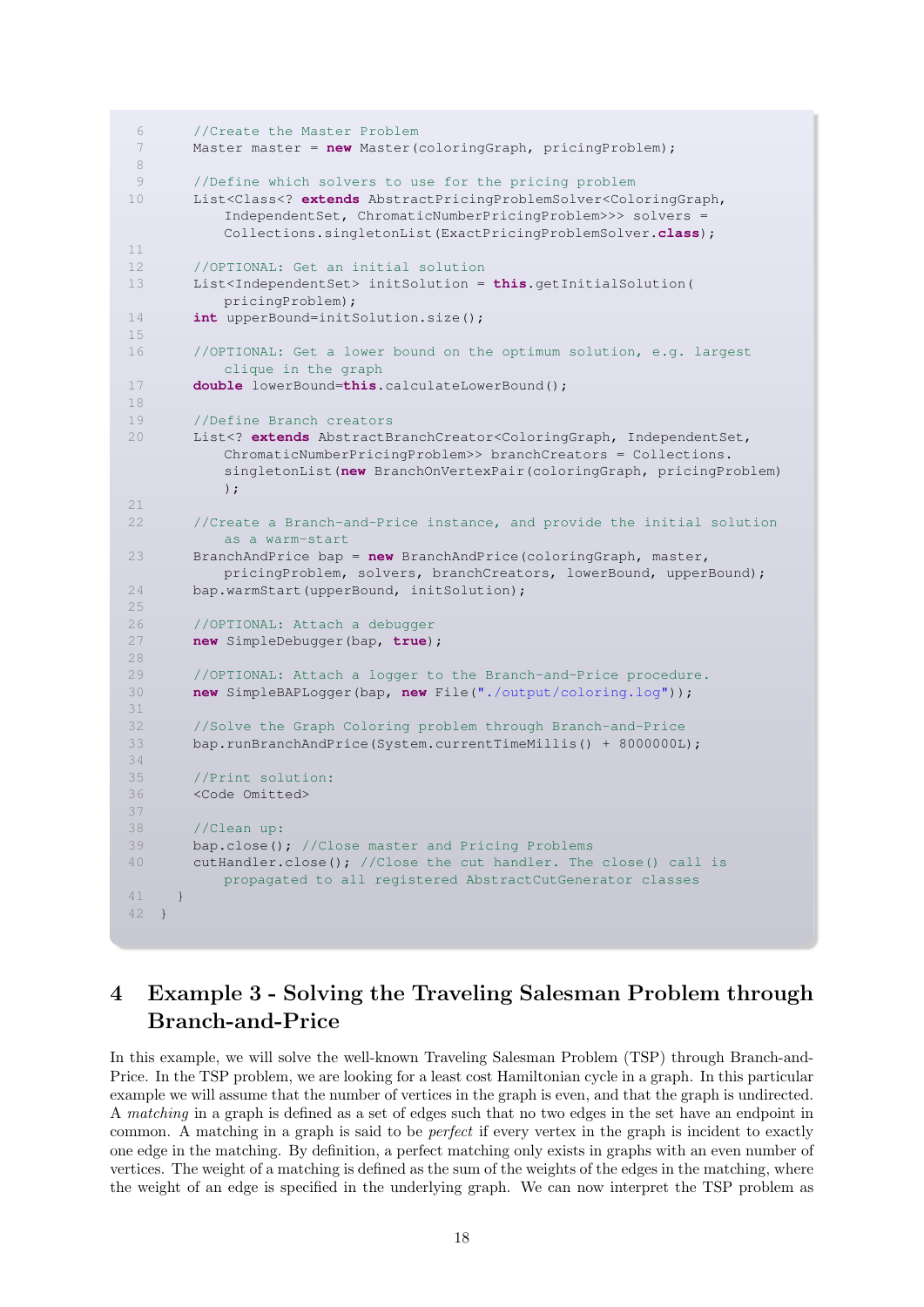```java
    //Create the Master Problem
    Master master = new Master(coloringGraph, pricingProblem);

    //Define which solvers to use for the pricing problem
    List<Class<? extends AbstractPricingProblemSolver<ColoringGraph,
        IndependentSet, ChromaticNumberPricingProblem>>> solvers =
        Collections.singletonList(ExactPricingProblemSolver.class);

    //OPTIONAL: Get an initial solution
    List<IndependentSet> initSolution = this.getInitialSolution(
        pricingProblem);
    int upperBound=initSolution.size();

    //OPTIONAL: Get a lower bound on the optimum solution, e.g. largest
        clique in the graph
    double lowerBound=this.calculateLowerBound();

    //Define Branch creators
    List<? extends AbstractBranchCreator<ColoringGraph, IndependentSet,
        ChromaticNumberPricingProblem>> branchCreators = Collections.
        singletonList(new BranchOnVertexPair(coloringGraph, pricingProblem)
        );

    //Create a Branch-and-Price instance, and provide the initial solution
        as a warm-start
    BranchAndPrice bap = new BranchAndPrice(coloringGraph, master,
        pricingProblem, solvers, branchCreators, lowerBound, upperBound);
    bap.warmStart(upperBound, initSolution);

    //OPTIONAL: Attach a debugger
    new SimpleDebugger(bap, true);

    //OPTIONAL: Attach a logger to the Branch-and-Price procedure.
    new SimpleBAPLogger(bap, new File("./output/coloring.log"));

    //Solve the Graph Coloring problem through Branch-and-Price
    bap.runBranchAndPrice(System.currentTimeMillis() + 8000000L);

    //Print solution:
    <Code Omitted>

    //Clean up:
    bap.close(); //Close master and Pricing Problems
    cutHandler.close(); //Close the cut handler. The close() call is
        propagated to all registered AbstractCutGenerator classes
  }
}
```

# 4 Example 3 - Solving the Traveling Salesman Problem through Branch-and-Price

In this example, we will solve the well-known Traveling Salesman Problem (TSP) through Branch-and-Price. In the TSP problem, we are looking for a least cost Hamiltonian cycle in a graph. In this particular example we will assume that the number of vertices in the graph is even, and that the graph is undirected. A *matching* in a graph is defined as a set of edges such that no two edges in the set have an endpoint in common. A matching in a graph is said to be *perfect* if every vertex in the graph is incident to exactly one edge in the matching. By definition, a perfect matching only exists in graphs with an even number of vertices. The weight of a matching is defined as the sum of the weights of the edges in the matching, where the weight of an edge is specified in the underlying graph. We can now interpret the TSP problem as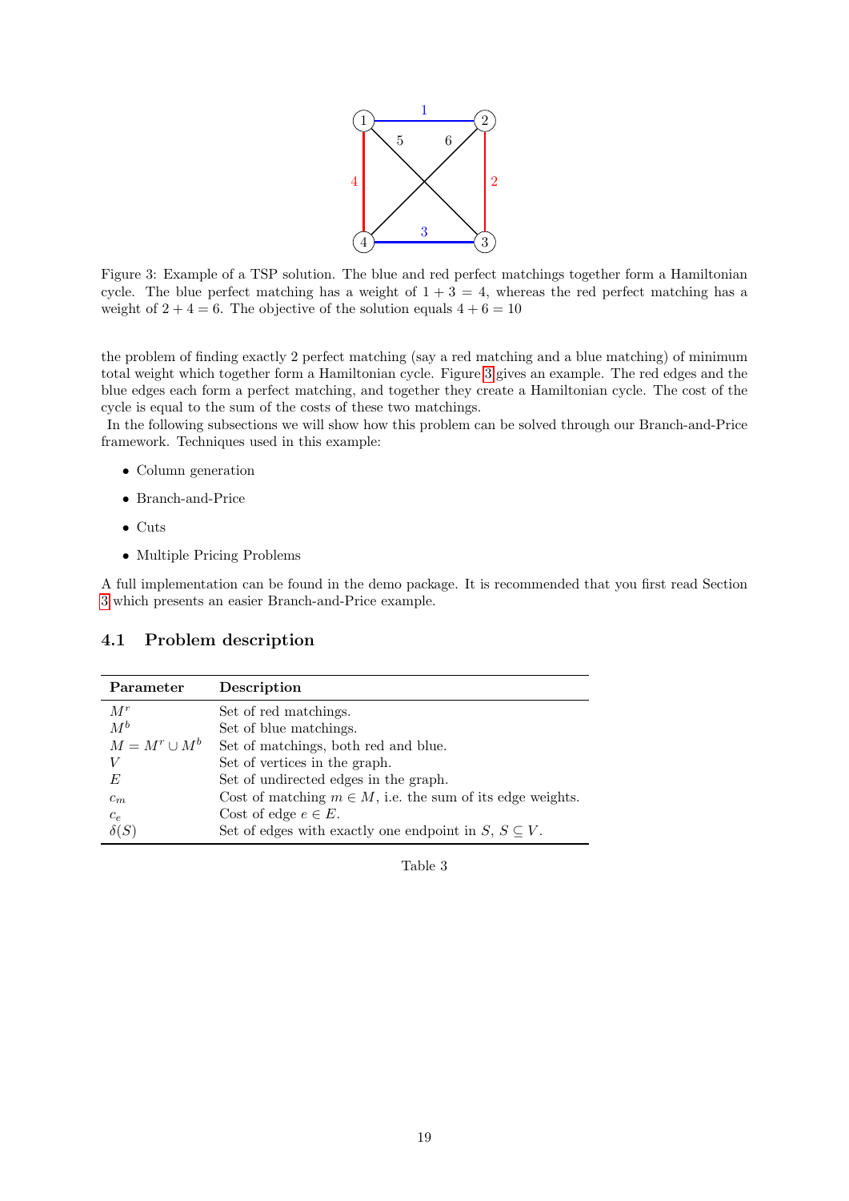Figure 3: Example of a TSP solution. The blue and red perfect matchings together form a Hamiltonian cycle. The blue perfect matching has a weight of $1 + 3 = 4$, whereas the red perfect matching has a weight of $2 + 4 = 6$. The objective of the solution equals $4 + 6 = 10$

the problem of finding exactly 2 perfect matching (say a red matching and a blue matching) of minimum total weight which together form a Hamiltonian cycle. Figure 3 gives an example. The red edges and the blue edges each form a perfect matching, and together they create a Hamiltonian cycle. The cost of the cycle is equal to the sum of the costs of these two matchings.
In the following subsections we will show how this problem can be solved through our Branch-and-Price framework. Techniques used in this example:

- Column generation
- Branch-and-Price
- Cuts
- Multiple Pricing Problems

A full implementation can be found in the demo package. It is recommended that you first read Section 3 which presents an easier Branch-and-Price example.

## 4.1 Problem description

| Parameter | Description |
|---|---|
| $M^r$ | Set of red matchings. |
| $M^b$ | Set of blue matchings. |
| $M = M^r \cup M^b$ | Set of matchings, both red and blue. |
| $V$ | Set of vertices in the graph. |
| $E$ | Set of undirected edges in the graph. |
| $c_m$ | Cost of matching $m \in M$, i.e. the sum of its edge weights. |
| $c_e$ | Cost of edge $e \in E$. |
| $\delta(S)$ | Set of edges with exactly one endpoint in $S$, $S \subseteq V$. |

Table 3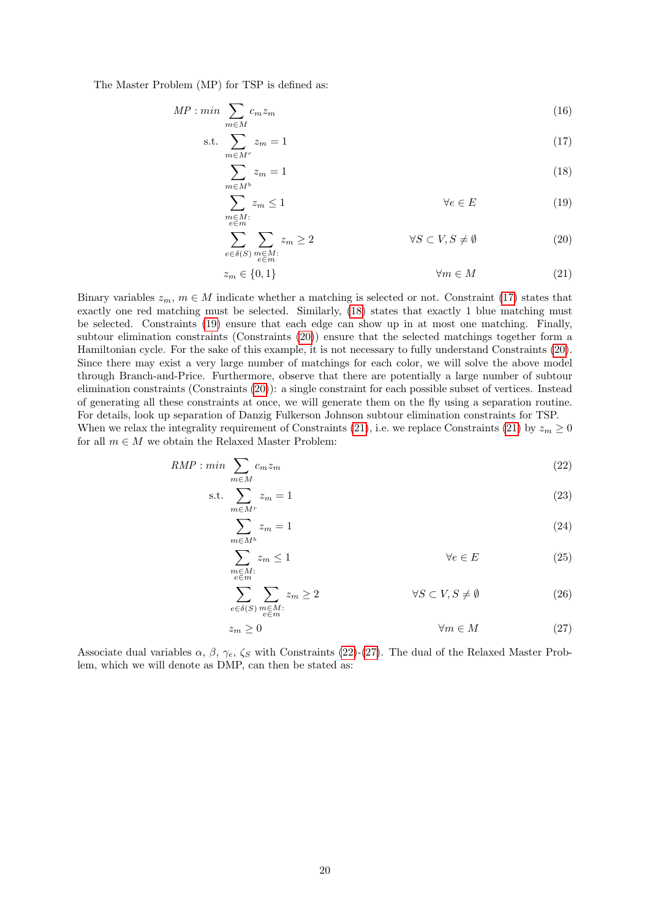The Master Problem (MP) for TSP is defined as:

$$
\begin{aligned}
MP: min \; & \sum_{m \in M} c_m z_m && && (16)\\
\text{s.t.} \; & \sum_{m \in M^r} z_m = 1 && && (17)\\
& \sum_{m \in M^b} z_m = 1 && && (18)\\
& \sum_{\substack{m \in M: \\ e \in m}} z_m \leq 1 && \forall e \in E && (19)\\
& \sum_{e \in \delta(S)} \sum_{\substack{m \in M: \\ e \in m}} z_m \geq 2 && \forall S \subset V, S \neq \emptyset && (20)\\
& z_m \in \{0,1\} && \forall m \in M && (21)
\end{aligned}
$$

Binary variables $z_m$, $m \in M$ indicate whether a matching is selected or not. Constraint (17) states that exactly one red matching must be selected. Similarly, (18) states that exactly 1 blue matching must be selected. Constraints (19) ensure that each edge can show up in at most one matching. Finally, subtour elimination constraints (Constraints (20)) ensure that the selected matchings together form a Hamiltonian cycle. For the sake of this example, it is not necessary to fully understand Constraints (20). Since there may exist a very large number of matchings for each color, we will solve the above model through Branch-and-Price. Furthermore, observe that there are potentially a large number of subtour elimination constraints (Constraints (20)): a single constraint for each possible subset of vertices. Instead of generating all these constraints at once, we will generate them on the fly using a separation routine. For details, look up separation of Danzig Fulkerson Johnson subtour elimination constraints for TSP.
When we relax the integrality requirement of Constraints (21), i.e. we replace Constraints (21) by $z_m \geq 0$ for all $m \in M$ we obtain the Relaxed Master Problem:

$$
\begin{aligned}
RMP: min \; & \sum_{m \in M} c_m z_m && && (22)\\
\text{s.t.} \; & \sum_{m \in M^r} z_m = 1 && && (23)\\
& \sum_{m \in M^b} z_m = 1 && && (24)\\
& \sum_{\substack{m \in M: \\ e \in m}} z_m \leq 1 && \forall e \in E && (25)\\
& \sum_{e \in \delta(S)} \sum_{\substack{m \in M: \\ e \in m}} z_m \geq 2 && \forall S \subset V, S \neq \emptyset && (26)\\
& z_m \geq 0 && \forall m \in M && (27)
\end{aligned}
$$

Associate dual variables $\alpha$, $\beta$, $\gamma_e$, $\zeta_S$ with Constraints (22)-(27). The dual of the Relaxed Master Problem, which we will denote as DMP, can then be stated as: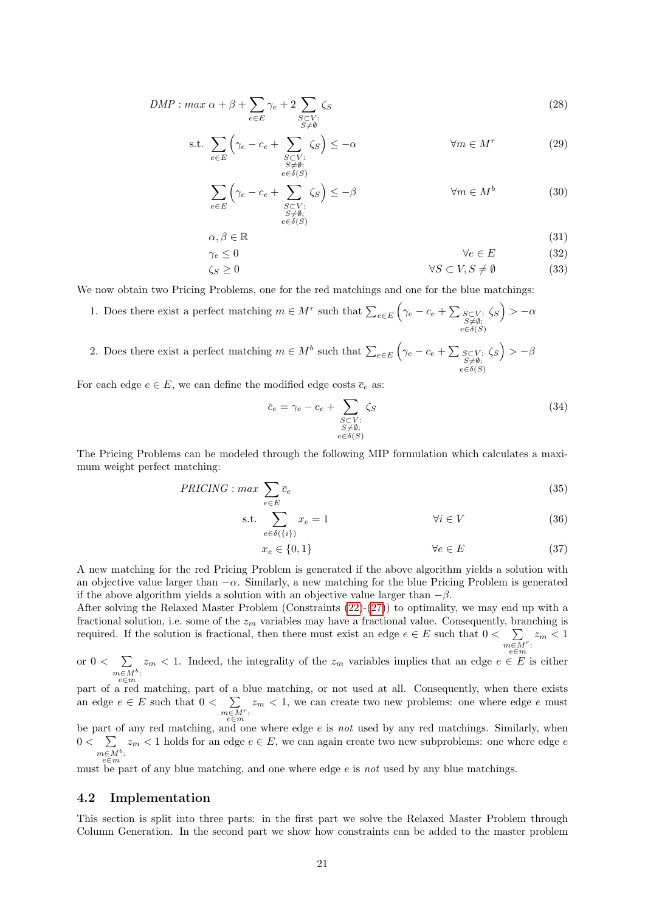$$DMP : max\ \alpha + \beta + \sum_{e \in E} \gamma_e + 2 \sum_{\substack{S \subset V: \\ S \neq \emptyset}} \zeta_S \tag{28}$$

$$\text{s.t. } \sum_{e \in E} \Big( \gamma_e - c_e + \sum_{\substack{S \subset V: \\ S \neq \emptyset; \\ e \in \delta(S)}} \zeta_S \Big) \leq -\alpha \qquad \forall m \in M^r \tag{29}$$

$$\sum_{e \in E} \Big( \gamma_e - c_e + \sum_{\substack{S \subset V: \\ S \neq \emptyset; \\ e \in \delta(S)}} \zeta_S \Big) \leq -\beta \qquad \forall m \in M^b \tag{30}$$

$$\alpha, \beta \in \mathbb{R} \tag{31}$$

$$\gamma_e \leq 0 \qquad \forall e \in E \tag{32}$$

$$\zeta_S \geq 0 \qquad \forall S \subset V, S \neq \emptyset \tag{33}$$

We now obtain two Pricing Problems, one for the red matchings and one for the blue matchings:

1. Does there exist a perfect matching $m \in M^r$ such that $\sum_{e \in E} \Big( \gamma_e - c_e + \sum_{\substack{S \subset V: \\ S \neq \emptyset; \\ e \in \delta(S)}} \zeta_S \Big) > -\alpha$
2. Does there exist a perfect matching $m \in M^b$ such that $\sum_{e \in E} \Big( \gamma_e - c_e + \sum_{\substack{S \subset V: \\ S \neq \emptyset; \\ e \in \delta(S)}} \zeta_S \Big) > -\beta$

For each edge $e \in E$, we can define the modified edge costs $\overline{c}_e$ as:

$$\overline{c}_e = \gamma_e - c_e + \sum_{\substack{S \subset V: \\ S \neq \emptyset; \\ e \in \delta(S)}} \zeta_S \tag{34}$$

The Pricing Problems can be modeled through the following MIP formulation which calculates a maximum weight perfect matching:

$$PRICING : max \sum_{e \in E} \overline{c}_e \tag{35}$$

$$\text{s.t. } \sum_{e \in \delta(\{i\})} x_e = 1 \qquad \forall i \in V \tag{36}$$

$$x_e \in \{0, 1\} \qquad \forall e \in E \tag{37}$$

A new matching for the red Pricing Problem is generated if the above algorithm yields a solution with an objective value larger than $-\alpha$. Similarly, a new matching for the blue Pricing Problem is generated if the above algorithm yields a solution with an objective value larger than $-\beta$.
After solving the Relaxed Master Problem (Constraints (22)-(27)) to optimality, we may end up with a fractional solution, i.e. some of the $z_m$ variables may have a fractional value. Consequently, branching is required. If the solution is fractional, then there must exist an edge $e \in E$ such that $0 < \sum_{\substack{m \in M^r: \\ e \in m}} z_m < 1$ or $0 < \sum_{\substack{m \in M^b: \\ e \in m}} z_m < 1$. Indeed, the integrality of the $z_m$ variables implies that an edge $e \in E$ is either part of a red matching, part of a blue matching, or not used at all. Consequently, when there exists an edge $e \in E$ such that $0 < \sum_{\substack{m \in M^r: \\ e \in m}} z_m < 1$, we can create two new problems: one where edge $e$ must be part of any red matching, and one where edge $e$ is *not* used by any red matchings. Similarly, when $0 < \sum_{\substack{m \in M^b: \\ e \in m}} z_m < 1$ holds for an edge $e \in E$, we can again create two new subproblems: one where edge $e$ must be part of any blue matching, and one where edge $e$ is *not* used by any blue matchings.

## 4.2 Implementation

This section is split into three parts: in the first part we solve the Relaxed Master Problem through Column Generation. In the second part we show how constraints can be added to the master problem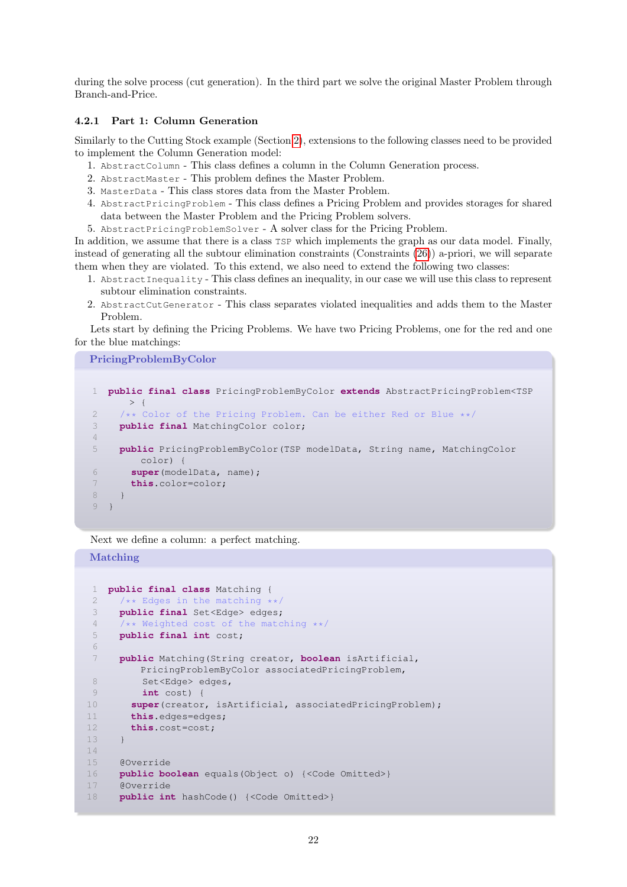during the solve process (cut generation). In the third part we solve the original Master Problem through Branch-and-Price.

### 4.2.1 Part 1: Column Generation

Similarly to the Cutting Stock example (Section 2), extensions to the following classes need to be provided to implement the Column Generation model:

1. `AbstractColumn` - This class defines a column in the Column Generation process.
2. `AbstractMaster` - This problem defines the Master Problem.
3. `MasterData` - This class stores data from the Master Problem.
4. `AbstractPricingProblem` - This class defines a Pricing Problem and provides storages for shared data between the Master Problem and the Pricing Problem solvers.
5. `AbstractPricingProblemSolver` - A solver class for the Pricing Problem.

In addition, we assume that there is a class `TSP` which implements the graph as our data model. Finally, instead of generating all the subtour elimination constraints (Constraints (26)) a-priori, we will separate them when they are violated. To this extend, we also need to extend the following two classes:

1. `AbstractInequality` - This class defines an inequality, in our case we will use this class to represent subtour elimination constraints.
2. `AbstractCutGenerator` - This class separates violated inequalities and adds them to the Master Problem.

Lets start by defining the Pricing Problems. We have two Pricing Problems, one for the red and one for the blue matchings:

**PricingProblemByColor**

```
public final class PricingProblemByColor extends AbstractPricingProblem<TSP
    > {
  /** Color of the Pricing Problem. Can be either Red or Blue **/
  public final MatchingColor color;

  public PricingProblemByColor(TSP modelData, String name, MatchingColor
      color) {
    super(modelData, name);
    this.color=color;
  }
}
```

Next we define a column: a perfect matching.

**Matching**

```
public final class Matching {
  /** Edges in the matching **/
  public final Set<Edge> edges;
  /** Weighted cost of the matching **/
  public final int cost;

  public Matching(String creator, boolean isArtificial,
      PricingProblemByColor associatedPricingProblem,
       Set<Edge> edges,
       int cost) {
    super(creator, isArtificial, associatedPricingProblem);
    this.edges=edges;
    this.cost=cost;
  }

  @Override
  public boolean equals(Object o) {<Code Omitted>}
  @Override
  public int hashCode() {<Code Omitted>}
```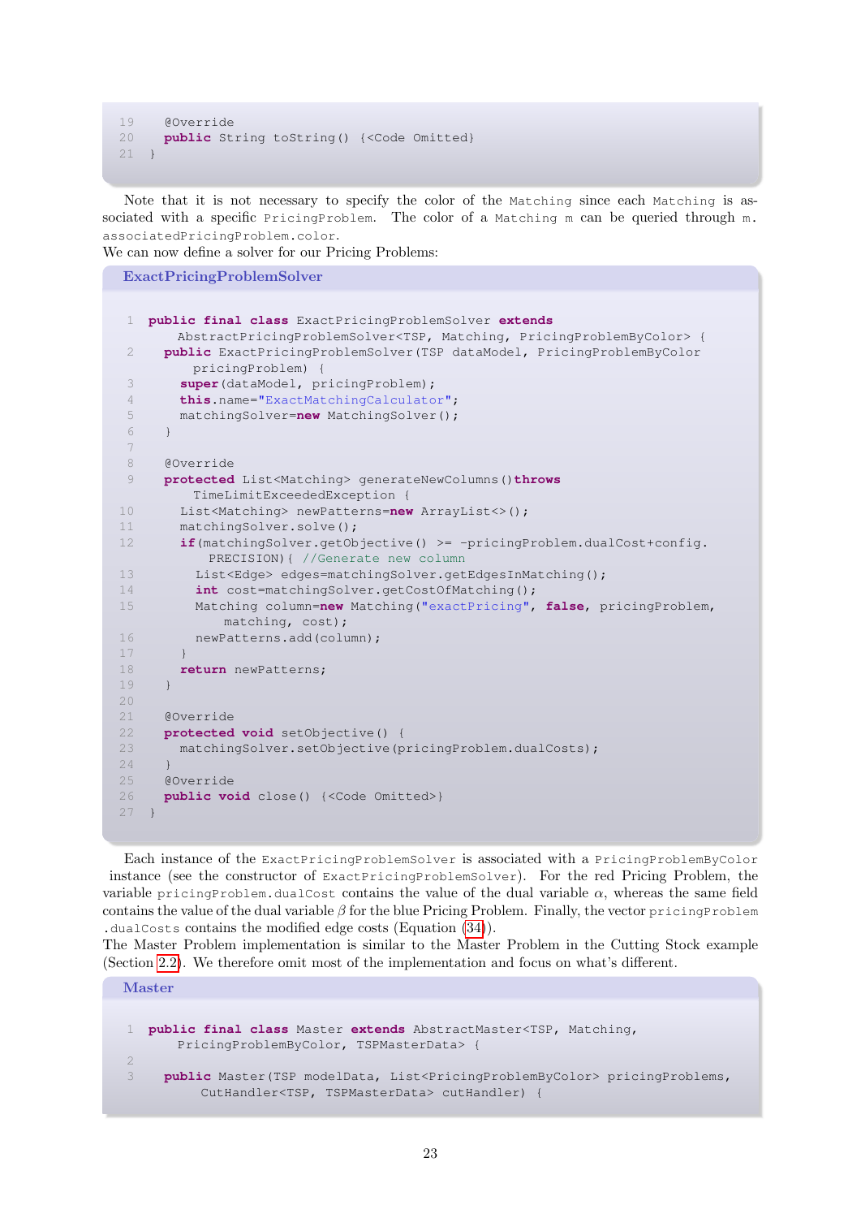```
19   @Override
20   public String toString() {<Code Omitted}
21 }
```

Note that it is not necessary to specify the color of the `Matching` since each `Matching` is associated with a specific `PricingProblem`. The color of a `Matching m` can be queried through `m.associatedPricingProblem.color`.
We can now define a solver for our Pricing Problems:

**ExactPricingProblemSolver**

```
1  public final class ExactPricingProblemSolver extends
       AbstractPricingProblemSolver<TSP, Matching, PricingProblemByColor> {
2    public ExactPricingProblemSolver(TSP dataModel, PricingProblemByColor
         pricingProblem) {
3      super(dataModel, pricingProblem);
4      this.name="ExactMatchingCalculator";
5      matchingSolver=new MatchingSolver();
6    }
7
8    @Override
9    protected List<Matching> generateNewColumns()throws
         TimeLimitExceededException {
10     List<Matching> newPatterns=new ArrayList<>();
11     matchingSolver.solve();
12     if(matchingSolver.getObjective() >= -pricingProblem.dualCost+config.
           PRECISION){ //Generate new column
13       List<Edge> edges=matchingSolver.getEdgesInMatching();
14       int cost=matchingSolver.getCostOfMatching();
15       Matching column=new Matching("exactPricing", false, pricingProblem,
             matching, cost);
16       newPatterns.add(column);
17     }
18     return newPatterns;
19   }
20
21   @Override
22   protected void setObjective() {
23     matchingSolver.setObjective(pricingProblem.dualCosts);
24   }
25   @Override
26   public void close() {<Code Omitted>}
27 }
```

Each instance of the `ExactPricingProblemSolver` is associated with a `PricingProblemByColor` instance (see the constructor of `ExactPricingProblemSolver`). For the red Pricing Problem, the variable `pricingProblem.dualCost` contains the value of the dual variable $\alpha$, whereas the same field contains the value of the dual variable $\beta$ for the blue Pricing Problem. Finally, the vector `pricingProblem.dualCosts` contains the modified edge costs (Equation (34)).
The Master Problem implementation is similar to the Master Problem in the Cutting Stock example (Section 2.2). We therefore omit most of the implementation and focus on what's different.

**Master**

```
1  public final class Master extends AbstractMaster<TSP, Matching,
       PricingProblemByColor, TSPMasterData> {
2
3    public Master(TSP modelData, List<PricingProblemByColor> pricingProblems,
         CutHandler<TSP, TSPMasterData> cutHandler) {
```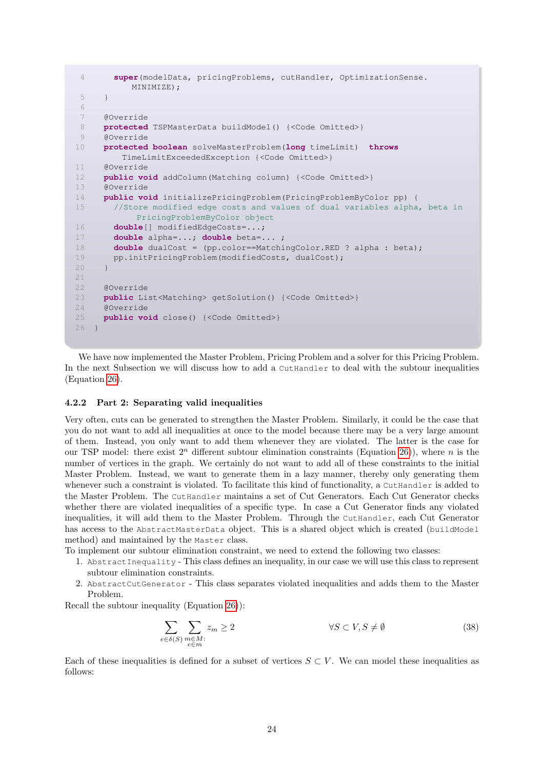```
4       super(modelData, pricingProblems, cutHandler, OptimizationSense.
            MINIMIZE);
5     }
6
7     @Override
8     protected TSPMasterData buildModel() {<Code Omitted>}
9     @Override
10    protected boolean solveMasterProblem(long timeLimit)  throws
          TimeLimitExceededException {<Code Omitted>}
11    @Override
12    public void addColumn(Matching column) {<Code Omitted>}
13    @Override
14    public void initializePricingProblem(PricingProblemByColor pp) {
15      //Store modified edge costs and values of dual variables alpha, beta in
            PricingProblemByColor object
16      double[] modifiedEdgeCosts=...;
17      double alpha=...; double beta=... ;
18      double dualCost = (pp.color==MatchingColor.RED ? alpha : beta);
19      pp.initPricingProblem(modifiedCosts, dualCost);
20    }
21
22    @Override
23    public List<Matching> getSolution() {<Code Omitted>}
24    @Override
25    public void close() {<Code Omitted>}
26  }
```

We have now implemented the Master Problem, Pricing Problem and a solver for this Pricing Problem. In the next Subsection we will discuss how to add a `CutHandler` to deal with the subtour inequalities (Equation 26).

### 4.2.2 Part 2: Separating valid inequalities

Very often, cuts can be generated to strengthen the Master Problem. Similarly, it could be the case that you do not want to add all inequalities at once to the model because there may be a very large amount of them. Instead, you only want to add them whenever they are violated. The latter is the case for our TSP model: there exist $2^n$ different subtour elimination constraints (Equation 26)), where $n$ is the number of vertices in the graph. We certainly do not want to add all of these constraints to the initial Master Problem. Instead, we want to generate them in a lazy manner, thereby only generating them whenever such a constraint is violated. To facilitate this kind of functionality, a `CutHandler` is added to the Master Problem. The `CutHandler` maintains a set of Cut Generators. Each Cut Generator checks whether there are violated inequalities of a specific type. In case a Cut Generator finds any violated inequalities, it will add them to the Master Problem. Through the `CutHandler`, each Cut Generator has access to the `AbstractMasterData` object. This is a shared object which is created (`buildModel` method) and maintained by the `Master` class.
To implement our subtour elimination constraint, we need to extend the following two classes:

1. `AbstractInequality` - This class defines an inequality, in our case we will use this class to represent subtour elimination constraints.
2. `AbstractCutGenerator` - This class separates violated inequalities and adds them to the Master Problem.

Recall the subtour inequality (Equation 26)):

$$\sum_{e\in\delta(S)}\sum_{\substack{m\in M:\\ e\in m}} z_m \geq 2 \qquad\qquad \forall S\subset V, S\neq\emptyset \tag{38}$$

Each of these inequalities is defined for a subset of vertices $S \subset V$. We can model these inequalities as follows: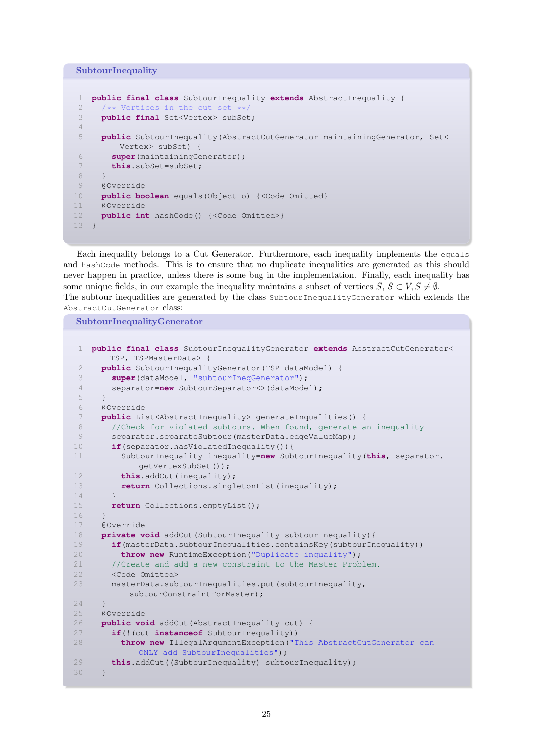**SubtourInequality**

```
public final class SubtourInequality extends AbstractInequality {
  /** Vertices in the cut set **/
  public final Set<Vertex> subSet;

  public SubtourInequality(AbstractCutGenerator maintainingGenerator, Set<
      Vertex> subSet) {
    super(maintainingGenerator);
    this.subSet=subSet;
  }
  @Override
  public boolean equals(Object o) {<Code Omitted}
  @Override
  public int hashCode() {<Code Omitted>}
}
```

Each inequality belongs to a Cut Generator. Furthermore, each inequality implements the `equals` and `hashCode` methods. This is to ensure that no duplicate inequalities are generated as this should never happen in practice, unless there is some bug in the implementation. Finally, each inequality has some unique fields, in our example the inequality maintains a subset of vertices $S$, $S \subset V, S \neq \emptyset$.
The subtour inequalities are generated by the class `SubtourInequalityGenerator` which extends the `AbstractCutGenerator` class:

**SubtourInequalityGenerator**

```
public final class SubtourInequalityGenerator extends AbstractCutGenerator<
    TSP, TSPMasterData> {
  public SubtourInequalityGenerator(TSP dataModel) {
    super(dataModel, "subtourIneqGenerator");
    separator=new SubtourSeparator<>(dataModel);
  }
  @Override
  public List<AbstractInequality> generateInqualities() {
    //Check for violated subtours. When found, generate an inequality
    separator.separateSubtour(masterData.edgeValueMap);
    if(separator.hasViolatedInequality()){
      SubtourInequality inequality=new SubtourInequality(this, separator.
          getVertexSubSet());
      this.addCut(inequality);
      return Collections.singletonList(inequality);
    }
    return Collections.emptyList();
  }
  @Override
  private void addCut(SubtourInequality subtourInequality){
    if(masterData.subtourInequalities.containsKey(subtourInequality))
      throw new RuntimeException("Duplicate inquality");
    //Create and add a new constraint to the Master Problem.
    <Code Omitted>
    masterData.subtourInequalities.put(subtourInequality,
        subtourConstraintForMaster);
  }
  @Override
  public void addCut(AbstractInequality cut) {
    if(!(cut instanceof SubtourInequality))
      throw new IllegalArgumentException("This AbstractCutGenerator can
          ONLY add SubtourInequalities");
    this.addCut((SubtourInequality) subtourInequality);
  }
```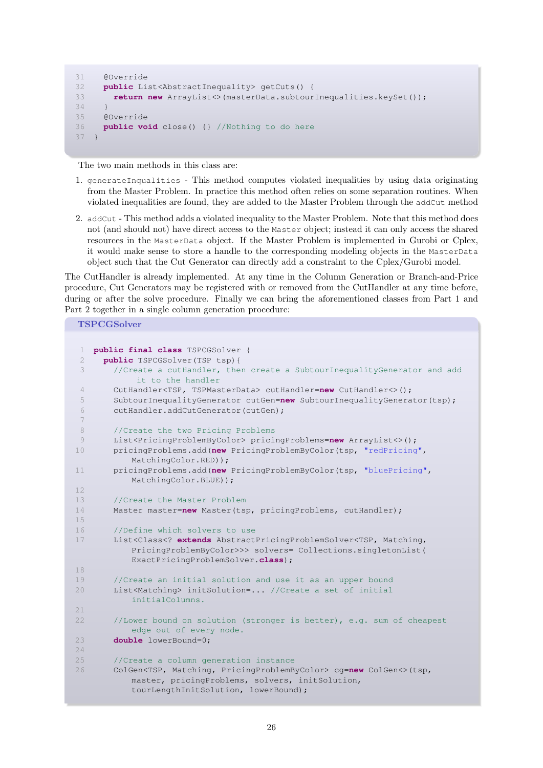```java
    @Override
    public List<AbstractInequality> getCuts() {
      return new ArrayList<>(masterData.subtourInequalities.keySet());
    }
    @Override
    public void close() {} //Nothing to do here
  }
```

The two main methods in this class are:

1. `generateInqualities` - This method computes violated inequalities by using data originating from the Master Problem. In practice this method often relies on some separation routines. When violated inequalities are found, they are added to the Master Problem through the `addCut` method
2. `addCut` - This method adds a violated inequality to the Master Problem. Note that this method does not (and should not) have direct access to the `Master` object; instead it can only access the shared resources in the `MasterData` object. If the Master Problem is implemented in Gurobi or Cplex, it would make sense to store a handle to the corresponding modeling objects in the `MasterData` object such that the Cut Generator can directly add a constraint to the Cplex/Gurobi model.

The CutHandler is already implemented. At any time in the Column Generation or Branch-and-Price procedure, Cut Generators may be registered with or removed from the CutHandler at any time before, during or after the solve procedure. Finally we can bring the aforementioned classes from Part 1 and Part 2 together in a single column generation procedure:

**TSPCGSolver**

```java
public final class TSPCGSolver {
  public TSPCGSolver(TSP tsp){
    //Create a cutHandler, then create a SubtourInequalityGenerator and add it to the handler
    CutHandler<TSP, TSPMasterData> cutHandler=new CutHandler<>();
    SubtourInequalityGenerator cutGen=new SubtourInequalityGenerator(tsp);
    cutHandler.addCutGenerator(cutGen);

    //Create the two Pricing Problems
    List<PricingProblemByColor> pricingProblems=new ArrayList<>();
    pricingProblems.add(new PricingProblemByColor(tsp, "redPricing",
        MatchingColor.RED));
    pricingProblems.add(new PricingProblemByColor(tsp, "bluePricing",
        MatchingColor.BLUE));

    //Create the Master Problem
    Master master=new Master(tsp, pricingProblems, cutHandler);

    //Define which solvers to use
    List<Class<? extends AbstractPricingProblemSolver<TSP, Matching,
        PricingProblemByColor>>> solvers= Collections.singletonList(
        ExactPricingProblemSolver.class);

    //Create an initial solution and use it as an upper bound
    List<Matching> initSolution=... //Create a set of initial
        initialColumns.

    //Lower bound on solution (stronger is better), e.g. sum of cheapest
        edge out of every node.
    double lowerBound=0;

    //Create a column generation instance
    ColGen<TSP, Matching, PricingProblemByColor> cg=new ColGen<>(tsp,
        master, pricingProblems, solvers, initSolution,
        tourLengthInitSolution, lowerBound);
```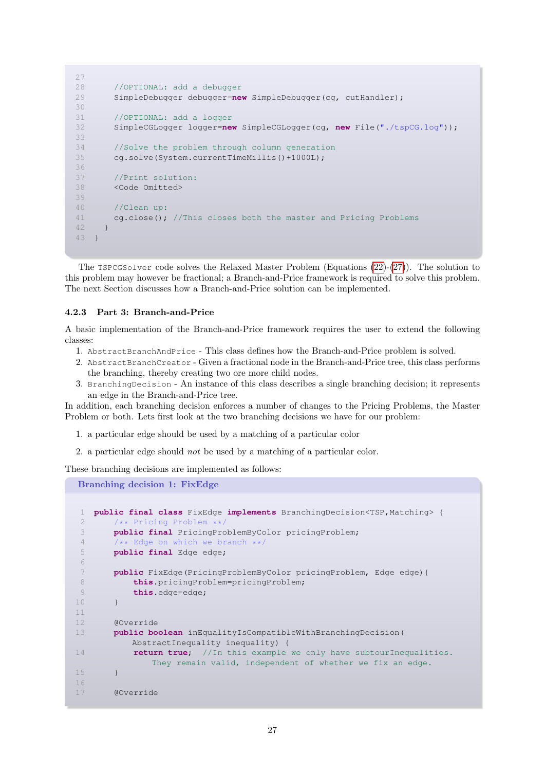```
    //OPTIONAL: add a debugger
    SimpleDebugger debugger=new SimpleDebugger(cg, cutHandler);

    //OPTIONAL: add a logger
    SimpleCGLogger logger=new SimpleCGLogger(cg, new File("./tspCG.log"));

    //Solve the problem through column generation
    cg.solve(System.currentTimeMillis()+1000L);

    //Print solution:
    <Code Omitted>

    //Clean up:
    cg.close(); //This closes both the master and Pricing Problems
  }
}
```

The `TSPCGSolver` code solves the Relaxed Master Problem (Equations (22)-(27)). The solution to this problem may however be fractional; a Branch-and-Price framework is required to solve this problem. The next Section discusses how a Branch-and-Price solution can be implemented.

### 4.2.3 Part 3: Branch-and-Price

A basic implementation of the Branch-and-Price framework requires the user to extend the following classes:

1. `AbstractBranchAndPrice` - This class defines how the Branch-and-Price problem is solved.
2. `AbstractBranchCreator` - Given a fractional node in the Branch-and-Price tree, this class performs the branching, thereby creating two ore more child nodes.
3. `BranchingDecision` - An instance of this class describes a single branching decision; it represents an edge in the Branch-and-Price tree.

In addition, each branching decision enforces a number of changes to the Pricing Problems, the Master Problem or both. Lets first look at the two branching decisions we have for our problem:

1. a particular edge should be used by a matching of a particular color
2. a particular edge should *not* be used by a matching of a particular color.

These branching decisions are implemented as follows:

**Branching decision 1: FixEdge**

```
public final class FixEdge implements BranchingDecision<TSP,Matching> {
    /** Pricing Problem **/
    public final PricingProblemByColor pricingProblem;
    /** Edge on which we branch **/
    public final Edge edge;

    public FixEdge(PricingProblemByColor pricingProblem, Edge edge){
        this.pricingProblem=pricingProblem;
        this.edge=edge;
    }

    @Override
    public boolean inEqualityIsCompatibleWithBranchingDecision(
        AbstractInequality inequality) {
        return true;  //In this example we only have subtourInequalities.
            They remain valid, independent of whether we fix an edge.
    }

    @Override
```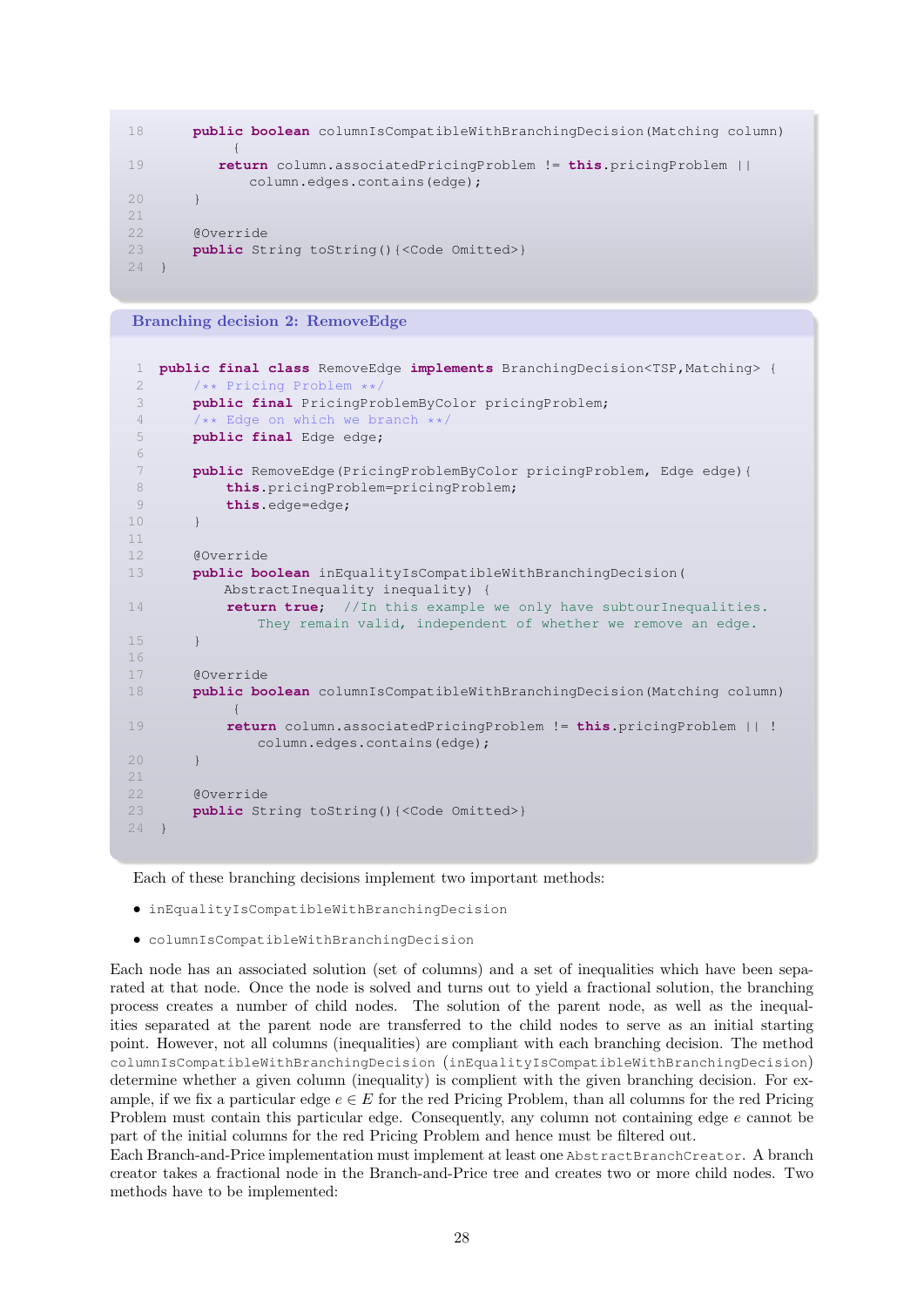```java
    public boolean columnIsCompatibleWithBranchingDecision(Matching column) {
        return column.associatedPricingProblem != this.pricingProblem ||
            column.edges.contains(edge);
    }

    @Override
    public String toString(){<Code Omitted>}
}
```

**Branching decision 2: RemoveEdge**

```java
public final class RemoveEdge implements BranchingDecision<TSP,Matching> {
    /** Pricing Problem **/
    public final PricingProblemByColor pricingProblem;
    /** Edge on which we branch **/
    public final Edge edge;

    public RemoveEdge(PricingProblemByColor pricingProblem, Edge edge){
        this.pricingProblem=pricingProblem;
        this.edge=edge;
    }

    @Override
    public boolean inEqualityIsCompatibleWithBranchingDecision(
        AbstractInequality inequality) {
        return true;  //In this example we only have subtourInequalities.
            They remain valid, independent of whether we remove an edge.
    }

    @Override
    public boolean columnIsCompatibleWithBranchingDecision(Matching column)
         {
        return column.associatedPricingProblem != this.pricingProblem || !
            column.edges.contains(edge);
    }

    @Override
    public String toString(){<Code Omitted>}
}
```

Each of these branching decisions implement two important methods:

- `inEqualityIsCompatibleWithBranchingDecision`
- `columnIsCompatibleWithBranchingDecision`

Each node has an associated solution (set of columns) and a set of inequalities which have been separated at that node. Once the node is solved and turns out to yield a fractional solution, the branching process creates a number of child nodes. The solution of the parent node, as well as the inequalities separated at the parent node are transferred to the child nodes to serve as an initial starting point. However, not all columns (inequalities) are compliant with each branching decision. The method `columnIsCompatibleWithBranchingDecision` (`inEqualityIsCompatibleWithBranchingDecision`) determine whether a given column (inequality) is complient with the given branching decision. For example, if we fix a particular edge $e \in E$ for the red Pricing Problem, than all columns for the red Pricing Problem must contain this particular edge. Consequently, any column not containing edge $e$ cannot be part of the initial columns for the red Pricing Problem and hence must be filtered out.

Each Branch-and-Price implementation must implement at least one `AbstractBranchCreator`. A branch creator takes a fractional node in the Branch-and-Price tree and creates two or more child nodes. Two methods have to be implemented: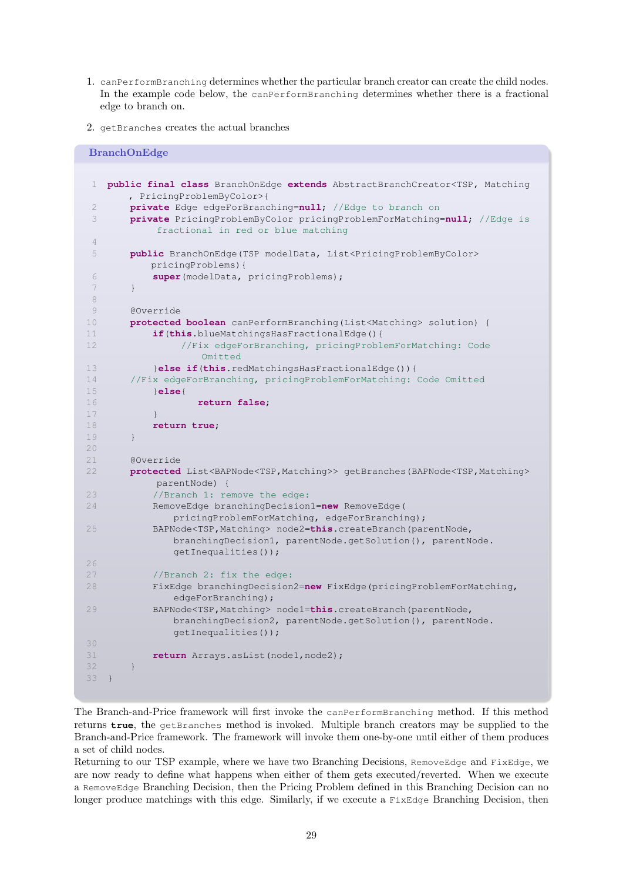1. `canPerformBranching` determines whether the particular branch creator can create the child nodes. In the example code below, the `canPerformBranching` determines whether there is a fractional edge to branch on.

2. `getBranches` creates the actual branches

**BranchOnEdge**

```java
public final class BranchOnEdge extends AbstractBranchCreator<TSP, Matching
    , PricingProblemByColor>{
    private Edge edgeForBranching=null; //Edge to branch on
    private PricingProblemByColor pricingProblemForMatching=null; //Edge is
        fractional in red or blue matching

    public BranchOnEdge(TSP modelData, List<PricingProblemByColor>
        pricingProblems){
        super(modelData, pricingProblems);
    }

    @Override
    protected boolean canPerformBranching(List<Matching> solution) {
        if(this.blueMatchingsHasFractionalEdge(){
            //Fix edgeForBranching, pricingProblemForMatching: Code
                Omitted
        }else if(this.redMatchingsHasFractionalEdge()){
    //Fix edgeForBranching, pricingProblemForMatching: Code Omitted
        }else{
                return false;
        }
        return true;
    }

    @Override
    protected List<BAPNode<TSP,Matching>> getBranches(BAPNode<TSP,Matching>
         parentNode) {
        //Branch 1: remove the edge:
        RemoveEdge branchingDecision1=new RemoveEdge(
            pricingProblemForMatching, edgeForBranching);
        BAPNode<TSP,Matching> node2=this.createBranch(parentNode,
            branchingDecision1, parentNode.getSolution(), parentNode.
            getInequalities());

        //Branch 2: fix the edge:
        FixEdge branchingDecision2=new FixEdge(pricingProblemForMatching,
            edgeForBranching);
        BAPNode<TSP,Matching> node1=this.createBranch(parentNode,
            branchingDecision2, parentNode.getSolution(), parentNode.
            getInequalities());

        return Arrays.asList(node1,node2);
    }
}
```

The Branch-and-Price framework will first invoke the `canPerformBranching` method. If this method returns **true**, the `getBranches` method is invoked. Multiple branch creators may be supplied to the Branch-and-Price framework. The framework will invoke them one-by-one until either of them produces a set of child nodes.
Returning to our TSP example, where we have two Branching Decisions, `RemoveEdge` and `FixEdge`, we are now ready to define what happens when either of them gets executed/reverted. When we execute a `RemoveEdge` Branching Decision, then the Pricing Problem defined in this Branching Decision can no longer produce matchings with this edge. Similarly, if we execute a `FixEdge` Branching Decision, then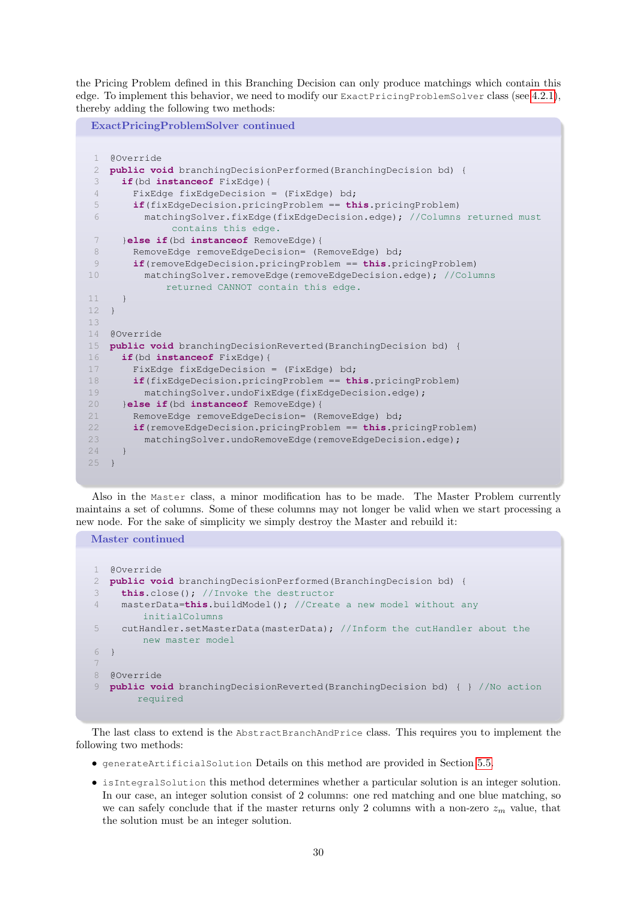the Pricing Problem defined in this Branching Decision can only produce matchings which contain this edge. To implement this behavior, we need to modify our ExactPricingProblemSolver class (see 4.2.1), thereby adding the following two methods:

**ExactPricingProblemSolver continued**

```java
@Override
public void branchingDecisionPerformed(BranchingDecision bd) {
  if(bd instanceof FixEdge){
    FixEdge fixEdgeDecision = (FixEdge) bd;
    if(fixEdgeDecision.pricingProblem == this.pricingProblem)
      matchingSolver.fixEdge(fixEdgeDecision.edge); //Columns returned must
          contains this edge.
  }else if(bd instanceof RemoveEdge){
    RemoveEdge removeEdgeDecision= (RemoveEdge) bd;
    if(removeEdgeDecision.pricingProblem == this.pricingProblem)
      matchingSolver.removeEdge(removeEdgeDecision.edge); //Columns
          returned CANNOT contain this edge.
  }
}

@Override
public void branchingDecisionReverted(BranchingDecision bd) {
  if(bd instanceof FixEdge){
    FixEdge fixEdgeDecision = (FixEdge) bd;
    if(fixEdgeDecision.pricingProblem == this.pricingProblem)
      matchingSolver.undoFixEdge(fixEdgeDecision.edge);
  }else if(bd instanceof RemoveEdge){
    RemoveEdge removeEdgeDecision= (RemoveEdge) bd;
    if(removeEdgeDecision.pricingProblem == this.pricingProblem)
      matchingSolver.undoRemoveEdge(removeEdgeDecision.edge);
  }
}
```

Also in the Master class, a minor modification has to be made. The Master Problem currently maintains a set of columns. Some of these columns may not longer be valid when we start processing a new node. For the sake of simplicity we simply destroy the Master and rebuild it:

**Master continued**

```java
@Override
public void branchingDecisionPerformed(BranchingDecision bd) {
  this.close(); //Invoke the destructor
  masterData=this.buildModel(); //Create a new model without any
      initialColumns
  cutHandler.setMasterData(masterData); //Inform the cutHandler about the
      new master model
}

@Override
public void branchingDecisionReverted(BranchingDecision bd) { } //No action
    required
```

The last class to extend is the AbstractBranchAndPrice class. This requires you to implement the following two methods:

- generateArtificialSolution Details on this method are provided in Section 5.5.
- isIntegralSolution this method determines whether a particular solution is an integer solution. In our case, an integer solution consist of 2 columns: one red matching and one blue matching, so we can safely conclude that if the master returns only 2 columns with a non-zero $z_m$ value, that the solution must be an integer solution.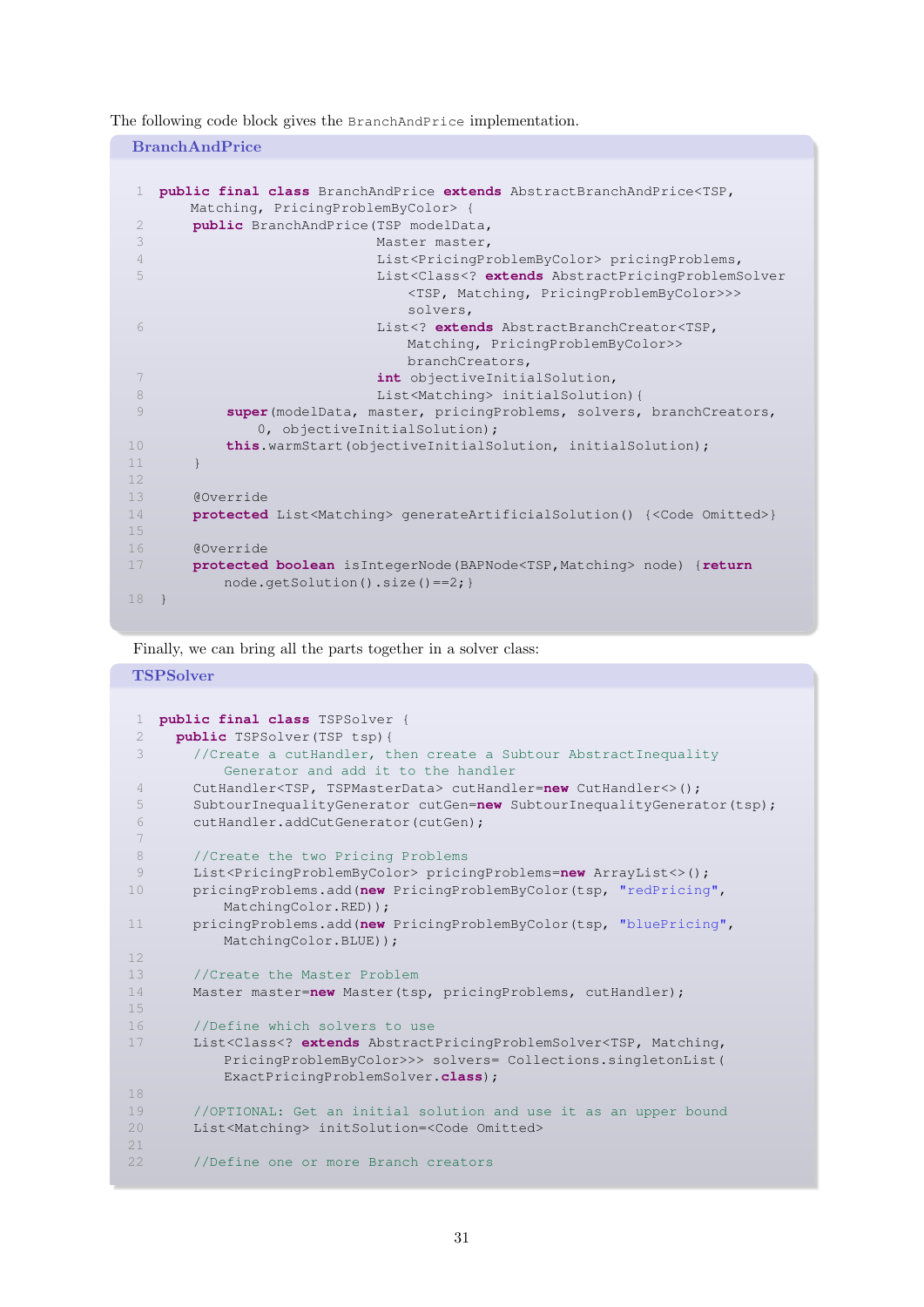The following code block gives the `BranchAndPrice` implementation.

**BranchAndPrice**

```java
public final class BranchAndPrice extends AbstractBranchAndPrice<TSP,
    Matching, PricingProblemByColor> {
    public BranchAndPrice(TSP modelData,
                          Master master,
                          List<PricingProblemByColor> pricingProblems,
                          List<Class<? extends AbstractPricingProblemSolver
                              <TSP, Matching, PricingProblemByColor>>>
                              solvers,
                          List<? extends AbstractBranchCreator<TSP,
                              Matching, PricingProblemByColor>>
                              branchCreators,
                          int objectiveInitialSolution,
                          List<Matching> initialSolution){
        super(modelData, master, pricingProblems, solvers, branchCreators,
            0, objectiveInitialSolution);
        this.warmStart(objectiveInitialSolution, initialSolution);
    }

    @Override
    protected List<Matching> generateArtificialSolution() {<Code Omitted>}

    @Override
    protected boolean isIntegerNode(BAPNode<TSP,Matching> node) {return
        node.getSolution().size()==2;}
}
```

Finally, we can bring all the parts together in a solver class:

**TSPSolver**

```java
public final class TSPSolver {
  public TSPSolver(TSP tsp){
    //Create a cutHandler, then create a Subtour AbstractInequality
        Generator and add it to the handler
    CutHandler<TSP, TSPMasterData> cutHandler=new CutHandler<>();
    SubtourInequalityGenerator cutGen=new SubtourInequalityGenerator(tsp);
    cutHandler.addCutGenerator(cutGen);

    //Create the two Pricing Problems
    List<PricingProblemByColor> pricingProblems=new ArrayList<>();
    pricingProblems.add(new PricingProblemByColor(tsp, "redPricing",
        MatchingColor.RED));
    pricingProblems.add(new PricingProblemByColor(tsp, "bluePricing",
        MatchingColor.BLUE));

    //Create the Master Problem
    Master master=new Master(tsp, pricingProblems, cutHandler);

    //Define which solvers to use
    List<Class<? extends AbstractPricingProblemSolver<TSP, Matching,
        PricingProblemByColor>>> solvers= Collections.singletonList(
        ExactPricingProblemSolver.class);

    //OPTIONAL: Get an initial solution and use it as an upper bound
    List<Matching> initSolution=<Code Omitted>

    //Define one or more Branch creators
```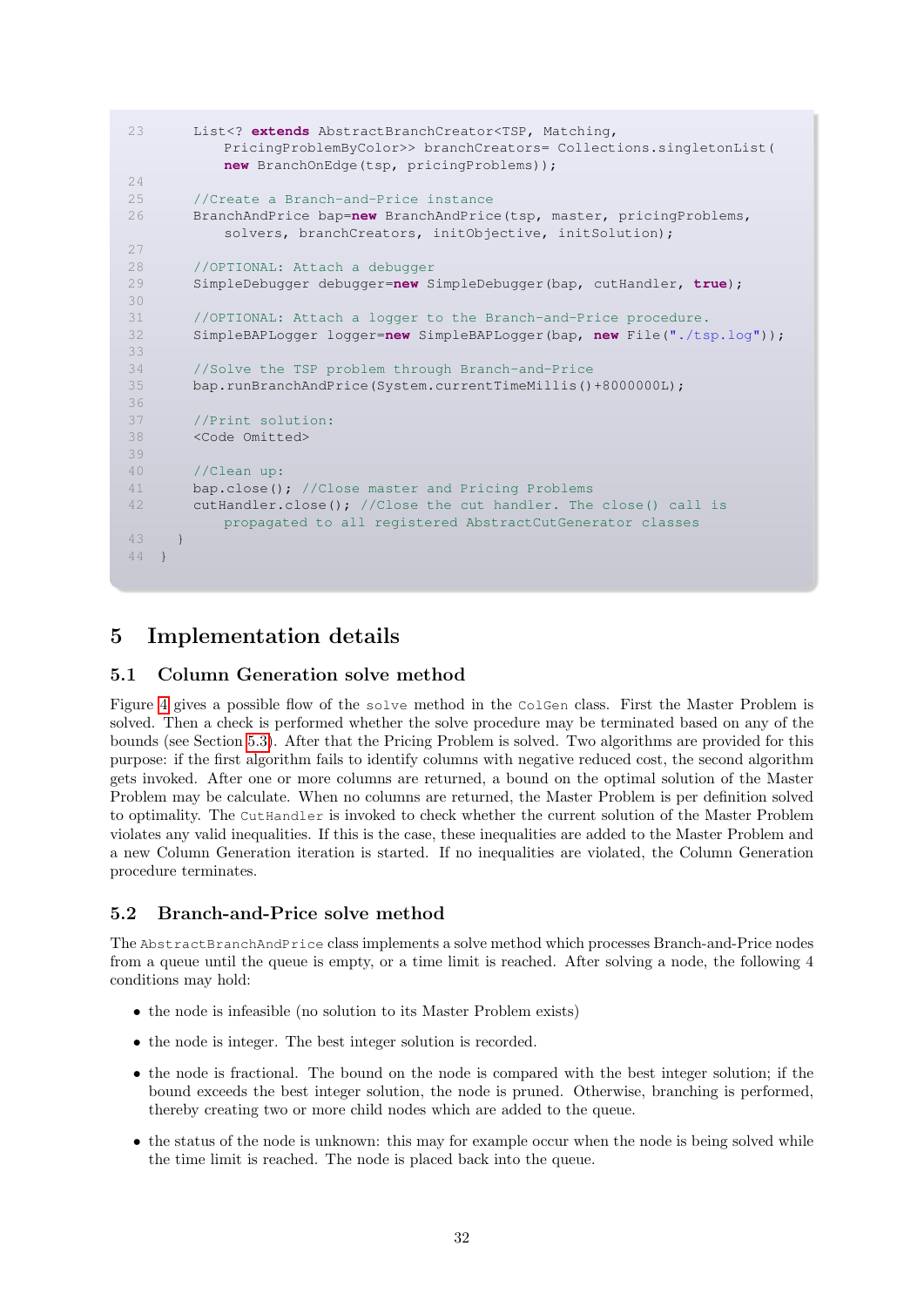```
23      List<? extends AbstractBranchCreator<TSP, Matching,
            PricingProblemByColor>> branchCreators= Collections.singletonList(
            new BranchOnEdge(tsp, pricingProblems));
24
25      //Create a Branch-and-Price instance
26      BranchAndPrice bap=new BranchAndPrice(tsp, master, pricingProblems,
            solvers, branchCreators, initObjective, initSolution);
27
28      //OPTIONAL: Attach a debugger
29      SimpleDebugger debugger=new SimpleDebugger(bap, cutHandler, true);
30
31      //OPTIONAL: Attach a logger to the Branch-and-Price procedure.
32      SimpleBAPLogger logger=new SimpleBAPLogger(bap, new File("./tsp.log"));
33
34      //Solve the TSP problem through Branch-and-Price
35      bap.runBranchAndPrice(System.currentTimeMillis()+8000000L);
36
37      //Print solution:
38      <Code Omitted>
39
40      //Clean up:
41      bap.close(); //Close master and Pricing Problems
42      cutHandler.close(); //Close the cut handler. The close() call is
            propagated to all registered AbstractCutGenerator classes
43    }
44  }
```

## 5 Implementation details

### 5.1 Column Generation solve method

Figure 4 gives a possible flow of the `solve` method in the `ColGen` class. First the Master Problem is solved. Then a check is performed whether the solve procedure may be terminated based on any of the bounds (see Section 5.3). After that the Pricing Problem is solved. Two algorithms are provided for this purpose: if the first algorithm fails to identify columns with negative reduced cost, the second algorithm gets invoked. After one or more columns are returned, a bound on the optimal solution of the Master Problem may be calculate. When no columns are returned, the Master Problem is per definition solved to optimality. The `CutHandler` is invoked to check whether the current solution of the Master Problem violates any valid inequalities. If this is the case, these inequalities are added to the Master Problem and a new Column Generation iteration is started. If no inequalities are violated, the Column Generation procedure terminates.

### 5.2 Branch-and-Price solve method

The `AbstractBranchAndPrice` class implements a solve method which processes Branch-and-Price nodes from a queue until the queue is empty, or a time limit is reached. After solving a node, the following 4 conditions may hold:

- the node is infeasible (no solution to its Master Problem exists)
- the node is integer. The best integer solution is recorded.
- the node is fractional. The bound on the node is compared with the best integer solution; if the bound exceeds the best integer solution, the node is pruned. Otherwise, branching is performed, thereby creating two or more child nodes which are added to the queue.
- the status of the node is unknown: this may for example occur when the node is being solved while the time limit is reached. The node is placed back into the queue.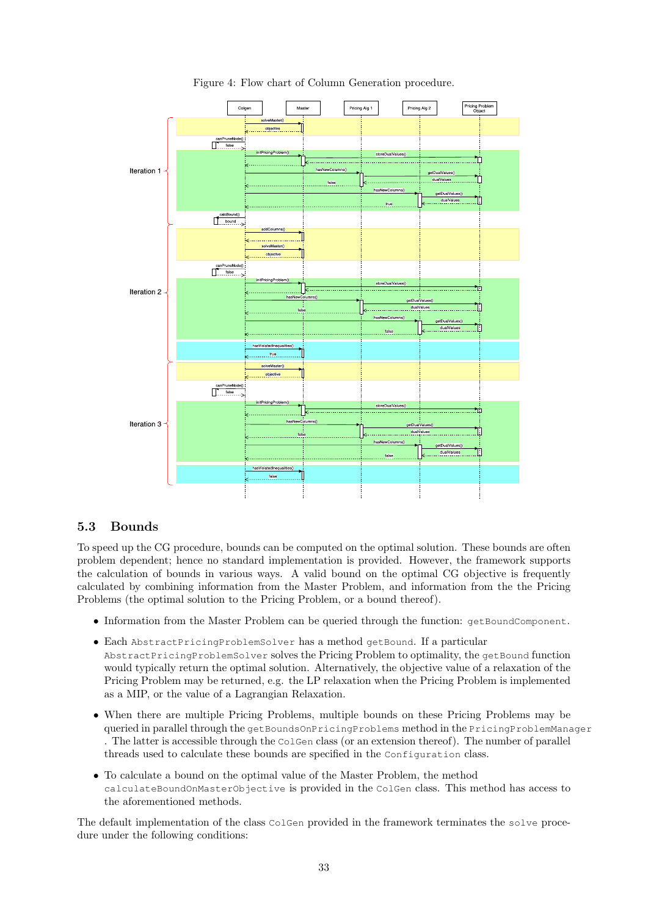Figure 4: Flow chart of Column Generation procedure.

## 5.3 Bounds

To speed up the CG procedure, bounds can be computed on the optimal solution. These bounds are often problem dependent; hence no standard implementation is provided. However, the framework supports the calculation of bounds in various ways. A valid bound on the optimal CG objective is frequently calculated by combining information from the Master Problem, and information from the the Pricing Problems (the optimal solution to the Pricing Problem, or a bound thereof).

- Information from the Master Problem can be queried through the function: `getBoundComponent`.
- Each `AbstractPricingProblemSolver` has a method `getBound`. If a particular `AbstractPricingProblemSolver` solves the Pricing Problem to optimality, the `getBound` function would typically return the optimal solution. Alternatively, the objective value of a relaxation of the Pricing Problem may be returned, e.g. the LP relaxation when the Pricing Problem is implemented as a MIP, or the value of a Lagrangian Relaxation.
- When there are multiple Pricing Problems, multiple bounds on these Pricing Problems may be queried in parallel through the `getBoundsOnPricingProblems` method in the `PricingProblemManager` . The latter is accessible through the `ColGen` class (or an extension thereof). The number of parallel threads used to calculate these bounds are specified in the `Configuration` class.
- To calculate a bound on the optimal value of the Master Problem, the method `calculateBoundOnMasterObjective` is provided in the `ColGen` class. This method has access to the aforementioned methods.

The default implementation of the class `ColGen` provided in the framework terminates the `solve` procedure under the following conditions: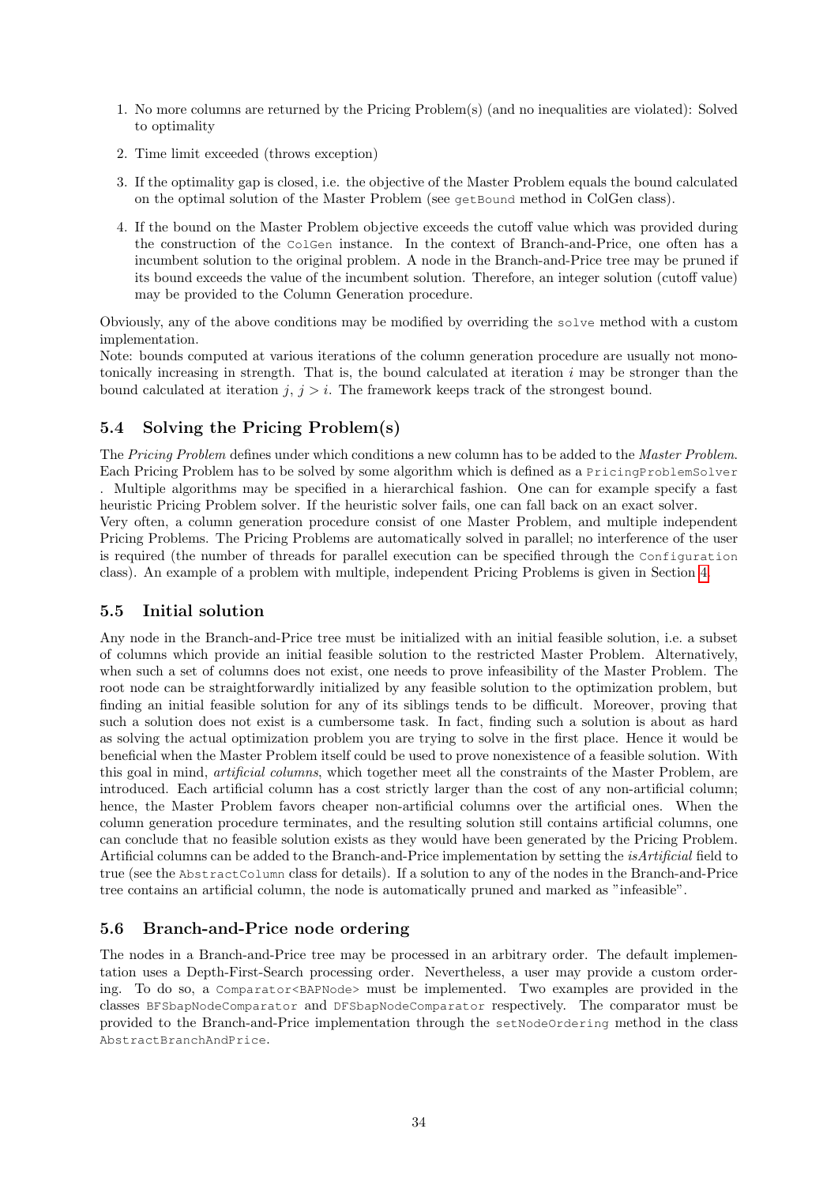1. No more columns are returned by the Pricing Problem(s) (and no inequalities are violated): Solved to optimality
2. Time limit exceeded (throws exception)
3. If the optimality gap is closed, i.e. the objective of the Master Problem equals the bound calculated on the optimal solution of the Master Problem (see `getBound` method in ColGen class).
4. If the bound on the Master Problem objective exceeds the cutoff value which was provided during the construction of the `ColGen` instance. In the context of Branch-and-Price, one often has a incumbent solution to the original problem. A node in the Branch-and-Price tree may be pruned if its bound exceeds the value of the incumbent solution. Therefore, an integer solution (cutoff value) may be provided to the Column Generation procedure.

Obviously, any of the above conditions may be modified by overriding the `solve` method with a custom implementation.
Note: bounds computed at various iterations of the column generation procedure are usually not monotonically increasing in strength. That is, the bound calculated at iteration $i$ may be stronger than the bound calculated at iteration $j$, $j > i$. The framework keeps track of the strongest bound.

## 5.4 Solving the Pricing Problem(s)

The *Pricing Problem* defines under which conditions a new column has to be added to the *Master Problem*. Each Pricing Problem has to be solved by some algorithm which is defined as a `PricingProblemSolver` . Multiple algorithms may be specified in a hierarchical fashion. One can for example specify a fast heuristic Pricing Problem solver. If the heuristic solver fails, one can fall back on an exact solver.
Very often, a column generation procedure consist of one Master Problem, and multiple independent Pricing Problems. The Pricing Problems are automatically solved in parallel; no interference of the user is required (the number of threads for parallel execution can be specified through the `Configuration` class). An example of a problem with multiple, independent Pricing Problems is given in Section 4.

## 5.5 Initial solution

Any node in the Branch-and-Price tree must be initialized with an initial feasible solution, i.e. a subset of columns which provide an initial feasible solution to the restricted Master Problem. Alternatively, when such a set of columns does not exist, one needs to prove infeasibility of the Master Problem. The root node can be straightforwardly initialized by any feasible solution to the optimization problem, but finding an initial feasible solution for any of its siblings tends to be difficult. Moreover, proving that such a solution does not exist is a cumbersome task. In fact, finding such a solution is about as hard as solving the actual optimization problem you are trying to solve in the first place. Hence it would be beneficial when the Master Problem itself could be used to prove nonexistence of a feasible solution. With this goal in mind, *artificial columns*, which together meet all the constraints of the Master Problem, are introduced. Each artificial column has a cost strictly larger than the cost of any non-artificial column; hence, the Master Problem favors cheaper non-artificial columns over the artificial ones. When the column generation procedure terminates, and the resulting solution still contains artificial columns, one can conclude that no feasible solution exists as they would have been generated by the Pricing Problem. Artificial columns can be added to the Branch-and-Price implementation by setting the *isArtificial* field to true (see the `AbstractColumn` class for details). If a solution to any of the nodes in the Branch-and-Price tree contains an artificial column, the node is automatically pruned and marked as "infeasible".

## 5.6 Branch-and-Price node ordering

The nodes in a Branch-and-Price tree may be processed in an arbitrary order. The default implementation uses a Depth-First-Search processing order. Nevertheless, a user may provide a custom ordering. To do so, a `Comparator<BAPNode>` must be implemented. Two examples are provided in the classes `BFSbapNodeComparator` and `DFSbapNodeComparator` respectively. The comparator must be provided to the Branch-and-Price implementation through the `setNodeOrdering` method in the class `AbstractBranchAndPrice`.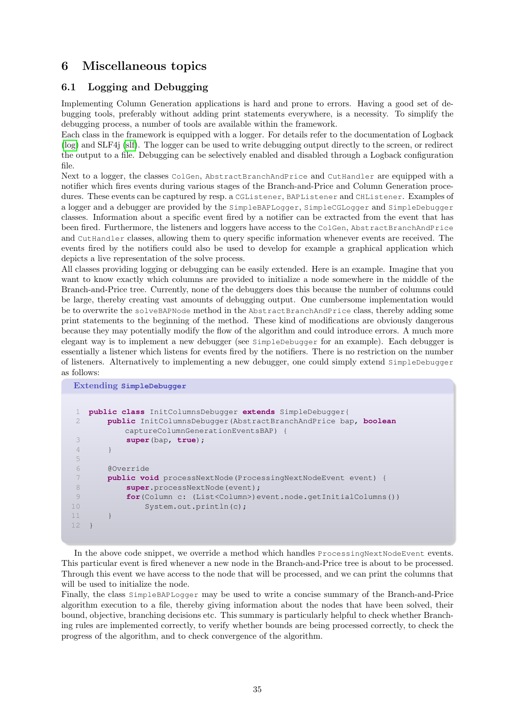# 6 Miscellaneous topics

## 6.1 Logging and Debugging

Implementing Column Generation applications is hard and prone to errors. Having a good set of debugging tools, preferably without adding print statements everywhere, is a necessity. To simplify the debugging process, a number of tools are available within the framework.
Each class in the framework is equipped with a logger. For details refer to the documentation of Logback (log) and SLF4j (slf). The logger can be used to write debugging output directly to the screen, or redirect the output to a file. Debugging can be selectively enabled and disabled through a Logback configuration file.
Next to a logger, the classes `ColGen`, `AbstractBranchAndPrice` and `CutHandler` are equipped with a notifier which fires events during various stages of the Branch-and-Price and Column Generation procedures. These events can be captured by resp. a `CGListener`, `BAPListener` and `CHListener`. Examples of a logger and a debugger are provided by the `SimpleBAPLogger`, `SimpleCGLogger` and `SimpleDebugger` classes. Information about a specific event fired by a notifier can be extracted from the event that has been fired. Furthermore, the listeners and loggers have access to the `ColGen`, `AbstractBranchAndPrice` and `CutHandler` classes, allowing them to query specific information whenever events are received. The events fired by the notifiers could also be used to develop for example a graphical application which depicts a live representation of the solve process.
All classes providing logging or debugging can be easily extended. Here is an example. Imagine that you want to know exactly which columns are provided to initialize a node somewhere in the middle of the Branch-and-Price tree. Currently, none of the debuggers does this because the number of columns could be large, thereby creating vast amounts of debugging output. One cumbersome implementation would be to overwrite the `solveBAPNode` method in the `AbstractBranchAndPrice` class, thereby adding some print statements to the beginning of the method. These kind of modifications are obviously dangerous because they may potentially modify the flow of the algorithm and could introduce errors. A much more elegant way is to implement a new debugger (see `SimpleDebugger` for an example). Each debugger is essentially a listener which listens for events fired by the notifiers. There is no restriction on the number of listeners. Alternatively to implementing a new debugger, one could simply extend `SimpleDebugger` as follows:

**Extending `SimpleDebugger`**

```java
public class InitColumnsDebugger extends SimpleDebugger{
    public InitColumnsDebugger(AbstractBranchAndPrice bap, boolean
        captureColumnGenerationEventsBAP) {
        super(bap, true);
    }

    @Override
    public void processNextNode(ProcessingNextNodeEvent event) {
        super.processNextNode(event);
        for(Column c: (List<Column>)event.node.getInitialColumns())
            System.out.println(c);
    }
}
```

In the above code snippet, we override a method which handles `ProcessingNextNodeEvent` events. This particular event is fired whenever a new node in the Branch-and-Price tree is about to be processed. Through this event we have access to the node that will be processed, and we can print the columns that will be used to initialize the node.
Finally, the class `SimpleBAPLogger` may be used to write a concise summary of the Branch-and-Price algorithm execution to a file, thereby giving information about the nodes that have been solved, their bound, objective, branching decisions etc. This summary is particularly helpful to check whether Branching rules are implemented correctly, to verify whether bounds are being processed correctly, to check the progress of the algorithm, and to check convergence of the algorithm.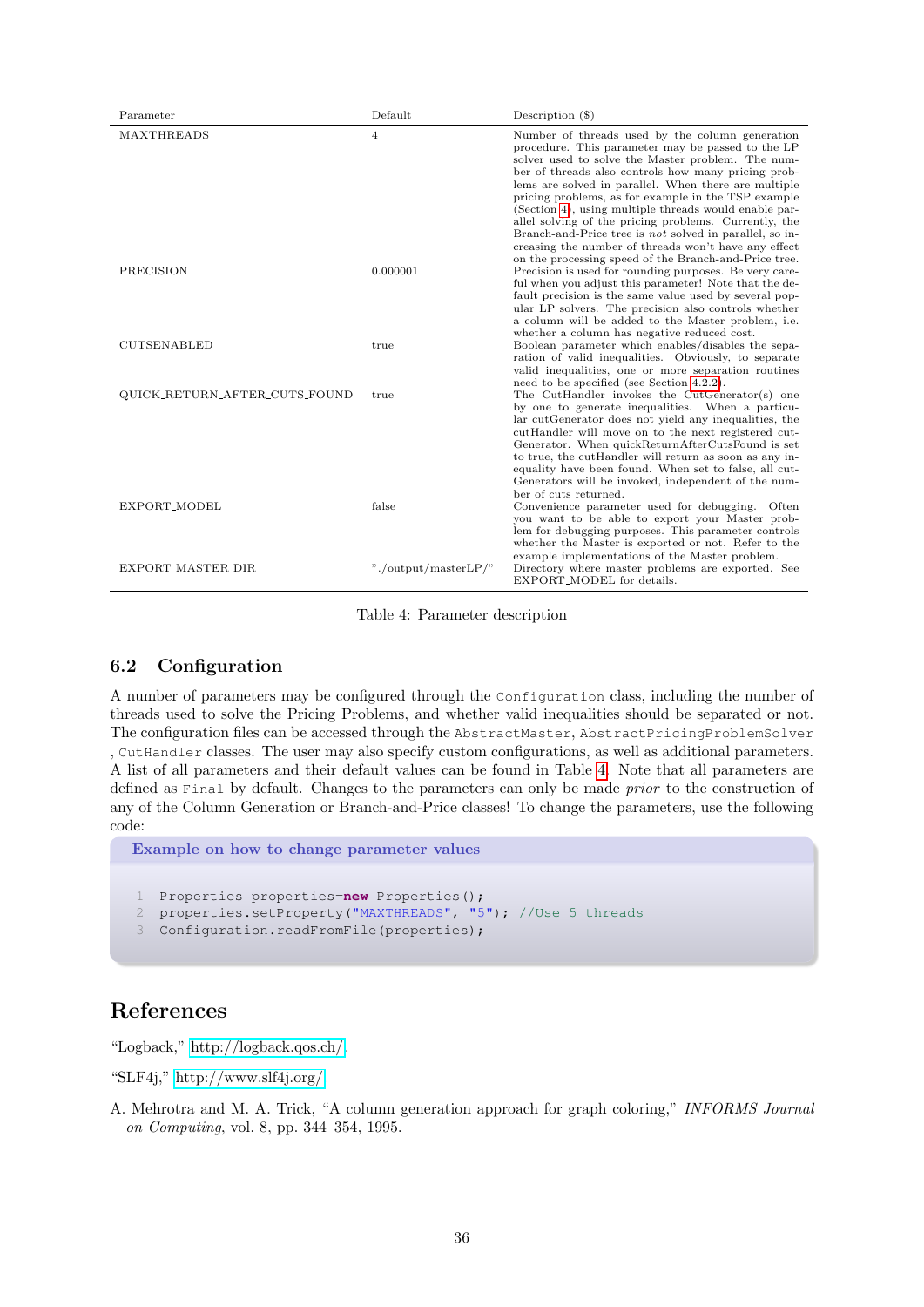| Parameter | Default | Description ($) |
|---|---|---|
| MAXTHREADS | 4 | Number of threads used by the column generation procedure. This parameter may be passed to the LP solver used to solve the Master problem. The number of threads also controls how many pricing problems are solved in parallel. When there are multiple pricing problems, as for example in the TSP example (Section 4), using multiple threads would enable parallel solving of the pricing problems. Currently, the Branch-and-Price tree is *not* solved in parallel, so increasing the number of threads won't have any effect on the processing speed of the Branch-and-Price tree. |
| PRECISION | 0.000001 | Precision is used for rounding purposes. Be very careful when you adjust this parameter! Note that the default precision is the same value used by several popular LP solvers. The precision also controls whether a column will be added to the Master problem, i.e. whether a column has negative reduced cost. |
| CUTSENABLED | true | Boolean parameter which enables/disables the separation of valid inequalities. Obviously, to separate valid inequalities, one or more separation routines need to be specified (see Section 4.2.2). |
| QUICK_RETURN_AFTER_CUTS_FOUND | true | The CutHandler invokes the CutGenerator(s) one by one to generate inequalities. When a particular cutGenerator does not yield any inequalities, the cutHandler will move on to the next registered cutGenerator. When quickReturnAfterCutsFound is set to true, the cutHandler will return as soon as any inequality have been found. When set to false, all cutGenerators will be invoked, independent of the number of cuts returned. |
| EXPORT_MODEL | false | Convenience parameter used for debugging. Often you want to be able to export your Master problem for debugging purposes. This parameter controls whether the Master is exported or not. Refer to the example implementations of the Master problem. |
| EXPORT_MASTER_DIR | "./output/masterLP/" | Directory where master problems are exported. See EXPORT_MODEL for details. |

Table 4: Parameter description

### 6.2 Configuration

A number of parameters may be configured through the `Configuration` class, including the number of threads used to solve the Pricing Problems, and whether valid inequalities should be separated or not. The configuration files can be accessed through the `AbstractMaster`, `AbstractPricingProblemSolver`, `CutHandler` classes. The user may also specify custom configurations, as well as additional parameters. A list of all parameters and their default values can be found in Table 4. Note that all parameters are defined as `Final` by default. Changes to the parameters can only be made *prior* to the construction of any of the Column Generation or Branch-and-Price classes! To change the parameters, use the following code:

**Example on how to change parameter values**

```
Properties properties=new Properties();
properties.setProperty("MAXTHREADS", "5"); //Use 5 threads
Configuration.readFromFile(properties);
```

## References

"Logback," http://logback.qos.ch/

"SLF4j," http://www.slf4j.org/

A. Mehrotra and M. A. Trick, "A column generation approach for graph coloring," *INFORMS Journal on Computing*, vol. 8, pp. 344–354, 1995.